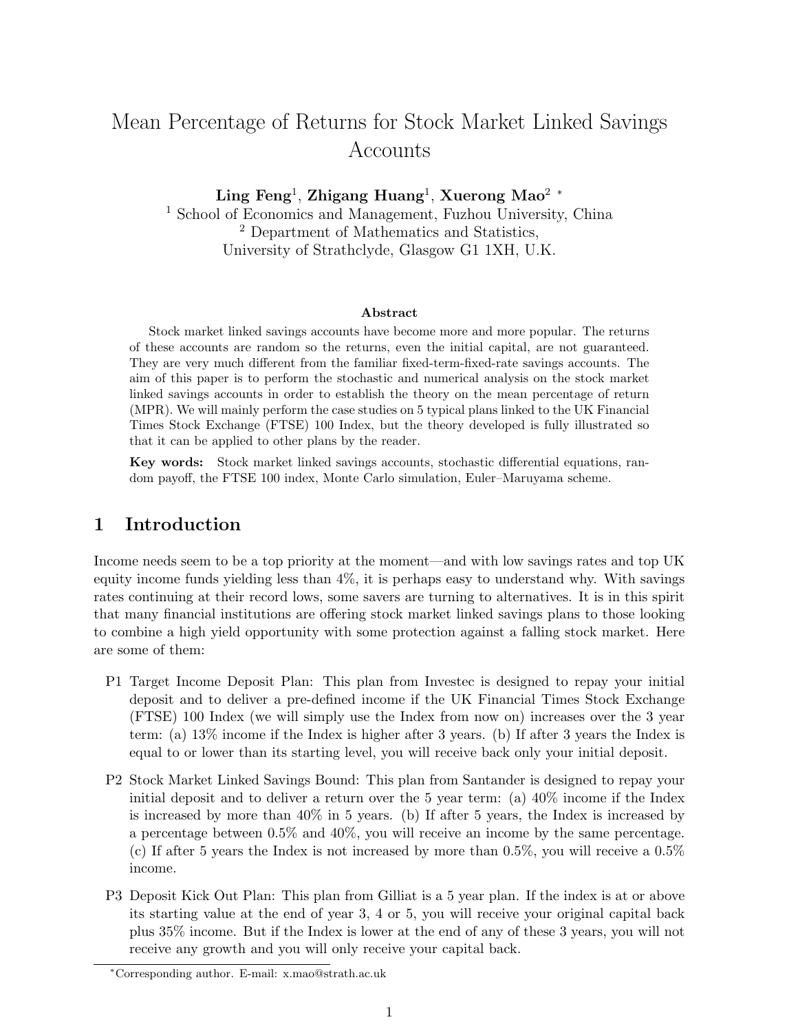# Mean Percentage of Returns for Stock Market Linked Savings Accounts

**Ling Feng**[1], **Zhigang Huang**[1], **Xuerong Mao**[2] [*]

[1] School of Economics and Management, Fuzhou University, China
[2] Department of Mathematics and Statistics,
University of Strathclyde, Glasgow G1 1XH, U.K.

### Abstract

Stock market linked savings accounts have become more and more popular. The returns of these accounts are random so the returns, even the initial capital, are not guaranteed. They are very much different from the familiar fixed-term-fixed-rate savings accounts. The aim of this paper is to perform the stochastic and numerical analysis on the stock market linked savings accounts in order to establish the theory on the mean percentage of return (MPR). We will mainly perform the case studies on 5 typical plans linked to the UK Financial Times Stock Exchange (FTSE) 100 Index, but the theory developed is fully illustrated so that it can be applied to other plans by the reader.

**Key words:** Stock market linked savings accounts, stochastic differential equations, random payoff, the FTSE 100 index, Monte Carlo simulation, Euler–Maruyama scheme.

## 1 Introduction

Income needs seem to be a top priority at the moment—and with low savings rates and top UK equity income funds yielding less than 4%, it is perhaps easy to understand why. With savings rates continuing at their record lows, some savers are turning to alternatives. It is in this spirit that many financial institutions are offering stock market linked savings plans to those looking to combine a high yield opportunity with some protection against a falling stock market. Here are some of them:

- P1 Target Income Deposit Plan: This plan from Investec is designed to repay your initial deposit and to deliver a pre-defined income if the UK Financial Times Stock Exchange (FTSE) 100 Index (we will simply use the Index from now on) increases over the 3 year term: (a) 13% income if the Index is higher after 3 years. (b) If after 3 years the Index is equal to or lower than its starting level, you will receive back only your initial deposit.
- P2 Stock Market Linked Savings Bound: This plan from Santander is designed to repay your initial deposit and to deliver a return over the 5 year term: (a) 40% income if the Index is increased by more than 40% in 5 years. (b) If after 5 years, the Index is increased by a percentage between 0.5% and 40%, you will receive an income by the same percentage. (c) If after 5 years the Index is not increased by more than 0.5%, you will receive a 0.5% income.
- P3 Deposit Kick Out Plan: This plan from Gilliat is a 5 year plan. If the index is at or above its starting value at the end of year 3, 4 or 5, you will receive your original capital back plus 35% income. But if the Index is lower at the end of any of these 3 years, you will not receive any growth and you will only receive your capital back.

[*] Corresponding author. E-mail: x.mao@strath.ac.uk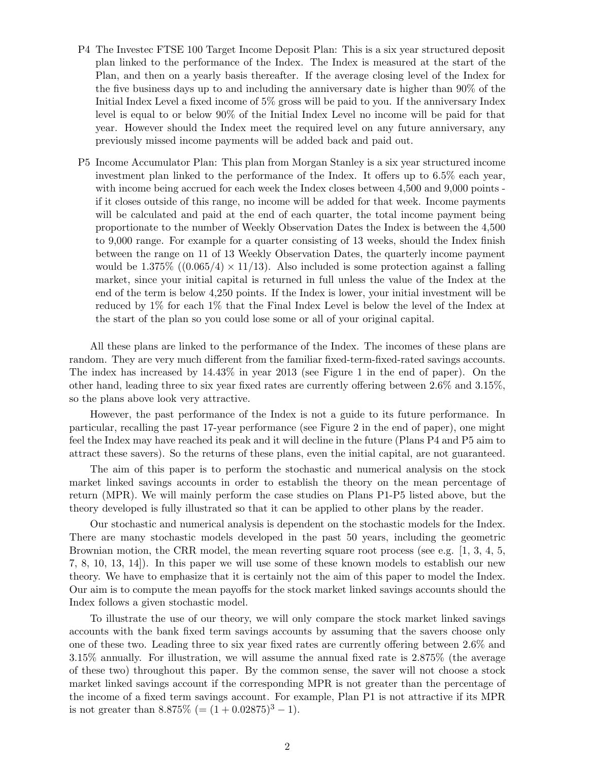P4 The Investec FTSE 100 Target Income Deposit Plan: This is a six year structured deposit plan linked to the performance of the Index. The Index is measured at the start of the Plan, and then on a yearly basis thereafter. If the average closing level of the Index for the five business days up to and including the anniversary date is higher than 90% of the Initial Index Level a fixed income of 5% gross will be paid to you. If the anniversary Index level is equal to or below 90% of the Initial Index Level no income will be paid for that year. However should the Index meet the required level on any future anniversary, any previously missed income payments will be added back and paid out.

P5 Income Accumulator Plan: This plan from Morgan Stanley is a six year structured income investment plan linked to the performance of the Index. It offers up to 6.5% each year, with income being accrued for each week the Index closes between 4,500 and 9,000 points - if it closes outside of this range, no income will be added for that week. Income payments will be calculated and paid at the end of each quarter, the total income payment being proportionate to the number of Weekly Observation Dates the Index is between the 4,500 to 9,000 range. For example for a quarter consisting of 13 weeks, should the Index finish between the range on 11 of 13 Weekly Observation Dates, the quarterly income payment would be 1.375% ($(0.065/4) \times 11/13$). Also included is some protection against a falling market, since your initial capital is returned in full unless the value of the Index at the end of the term is below 4,250 points. If the Index is lower, your initial investment will be reduced by 1% for each 1% that the Final Index Level is below the level of the Index at the start of the plan so you could lose some or all of your original capital.

All these plans are linked to the performance of the Index. The incomes of these plans are random. They are very much different from the familiar fixed-term-fixed-rated savings accounts. The index has increased by 14.43% in year 2013 (see Figure 1 in the end of paper). On the other hand, leading three to six year fixed rates are currently offering between 2.6% and 3.15%, so the plans above look very attractive.

However, the past performance of the Index is not a guide to its future performance. In particular, recalling the past 17-year performance (see Figure 2 in the end of paper), one might feel the Index may have reached its peak and it will decline in the future (Plans P4 and P5 aim to attract these savers). So the returns of these plans, even the initial capital, are not guaranteed.

The aim of this paper is to perform the stochastic and numerical analysis on the stock market linked savings accounts in order to establish the theory on the mean percentage of return (MPR). We will mainly perform the case studies on Plans P1-P5 listed above, but the theory developed is fully illustrated so that it can be applied to other plans by the reader.

Our stochastic and numerical analysis is dependent on the stochastic models for the Index. There are many stochastic models developed in the past 50 years, including the geometric Brownian motion, the CRR model, the mean reverting square root process (see e.g. [1, 3, 4, 5, 7, 8, 10, 13, 14]). In this paper we will use some of these known models to establish our new theory. We have to emphasize that it is certainly not the aim of this paper to model the Index. Our aim is to compute the mean payoffs for the stock market linked savings accounts should the Index follows a given stochastic model.

To illustrate the use of our theory, we will only compare the stock market linked savings accounts with the bank fixed term savings accounts by assuming that the savers choose only one of these two. Leading three to six year fixed rates are currently offering between 2.6% and 3.15% annually. For illustration, we will assume the annual fixed rate is 2.875% (the average of these two) throughout this paper. By the common sense, the saver will not choose a stock market linked savings account if the corresponding MPR is not greater than the percentage of the income of a fixed term savings account. For example, Plan P1 is not attractive if its MPR is not greater than 8.875% ($= (1 + 0.02875)^3 - 1$).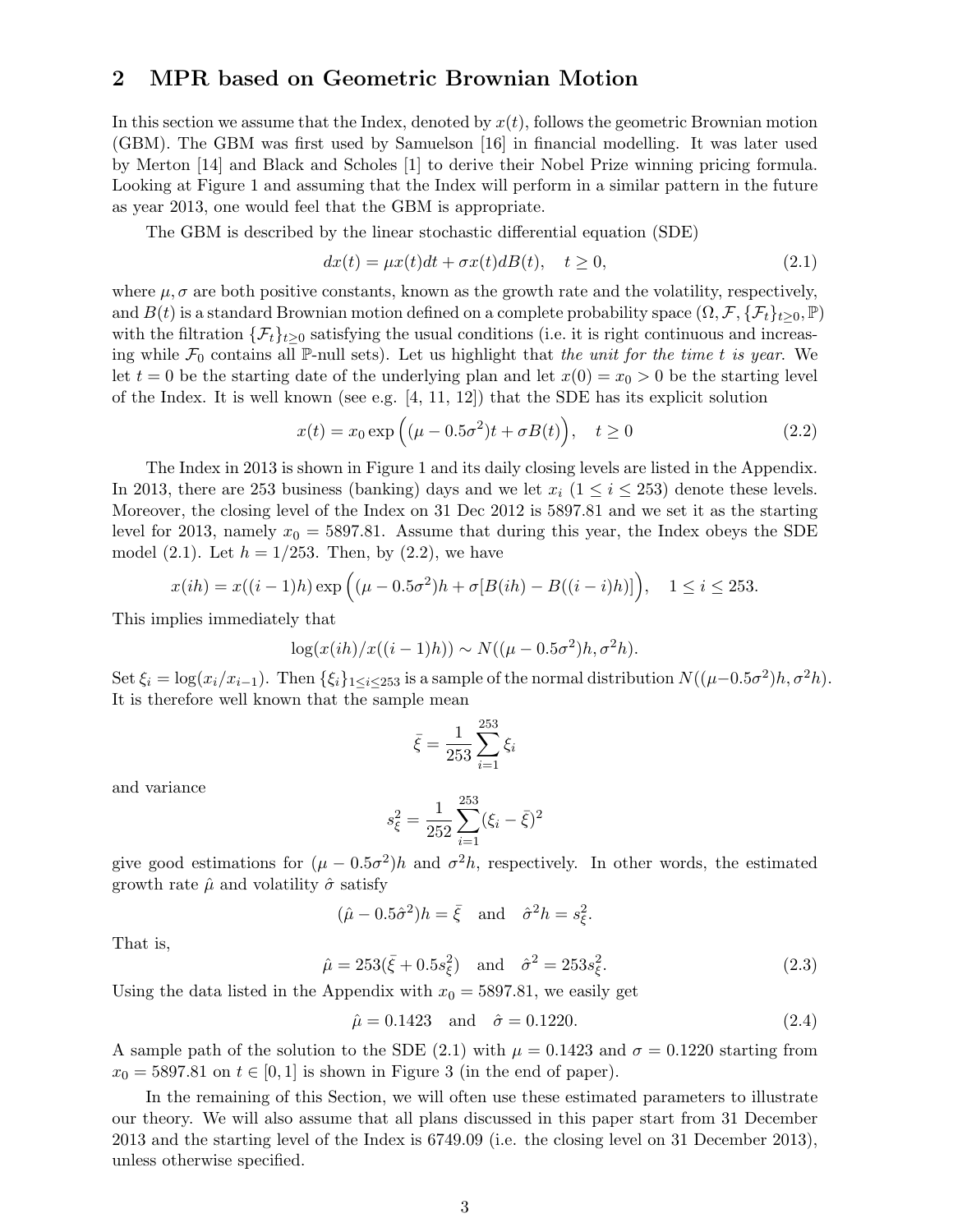## 2 MPR based on Geometric Brownian Motion

In this section we assume that the Index, denoted by $x(t)$, follows the geometric Brownian motion (GBM). The GBM was first used by Samuelson [16] in financial modelling. It was later used by Merton [14] and Black and Scholes [1] to derive their Nobel Prize winning pricing formula. Looking at Figure 1 and assuming that the Index will perform in a similar pattern in the future as year 2013, one would feel that the GBM is appropriate.

The GBM is described by the linear stochastic differential equation (SDE)

$$dx(t) = \mu x(t)dt + \sigma x(t)dB(t), \quad t \geq 0, \tag{2.1}$$

where $\mu, \sigma$ are both positive constants, known as the growth rate and the volatility, respectively, and $B(t)$ is a standard Brownian motion defined on a complete probability space $(\Omega, \mathcal{F}, \{\mathcal{F}_t\}_{t\geq 0}, \mathbb{P})$ with the filtration $\{\mathcal{F}_t\}_{t\geq 0}$ satisfying the usual conditions (i.e. it is right continuous and increasing while $\mathcal{F}_0$ contains all $\mathbb{P}$-null sets). Let us highlight that *the unit for the time $t$ is year*. We let $t = 0$ be the starting date of the underlying plan and let $x(0) = x_0 > 0$ be the starting level of the Index. It is well known (see e.g. [4, 11, 12]) that the SDE has its explicit solution

$$x(t) = x_0 \exp\Big((\mu - 0.5\sigma^2)t + \sigma B(t)\Big), \quad t \geq 0 \tag{2.2}$$

The Index in 2013 is shown in Figure 1 and its daily closing levels are listed in the Appendix. In 2013, there are 253 business (banking) days and we let $x_i$ $(1 \leq i \leq 253)$ denote these levels. Moreover, the closing level of the Index on 31 Dec 2012 is 5897.81 and we set it as the starting level for 2013, namely $x_0 = 5897.81$. Assume that during this year, the Index obeys the SDE model (2.1). Let $h = 1/253$. Then, by (2.2), we have

$$x(ih) = x((i-1)h) \exp\Big((\mu - 0.5\sigma^2)h + \sigma[B(ih) - B((i-i)h)]\Big), \quad 1 \leq i \leq 253.$$

This implies immediately that

$$\log(x(ih)/x((i-1)h)) \sim N((\mu - 0.5\sigma^2)h, \sigma^2 h).$$

Set $\xi_i = \log(x_i/x_{i-1})$. Then $\{\xi_i\}_{1\leq i\leq 253}$ is a sample of the normal distribution $N((\mu - 0.5\sigma^2)h, \sigma^2 h)$. It is therefore well known that the sample mean

$$\bar{\xi} = \frac{1}{253}\sum_{i=1}^{253} \xi_i$$

and variance

$$s_\xi^2 = \frac{1}{252}\sum_{i=1}^{253}(\xi_i - \bar{\xi})^2$$

give good estimations for $(\mu - 0.5\sigma^2)h$ and $\sigma^2 h$, respectively. In other words, the estimated growth rate $\hat{\mu}$ and volatility $\hat{\sigma}$ satisfy

$$(\hat{\mu} - 0.5\hat{\sigma}^2)h = \bar{\xi} \quad \text{and} \quad \hat{\sigma}^2 h = s_\xi^2.$$

That is,

$$\hat{\mu} = 253(\bar{\xi} + 0.5 s_\xi^2) \quad \text{and} \quad \hat{\sigma}^2 = 253 s_\xi^2. \tag{2.3}$$

Using the data listed in the Appendix with $x_0 = 5897.81$, we easily get

$$\hat{\mu} = 0.1423 \quad \text{and} \quad \hat{\sigma} = 0.1220. \tag{2.4}$$

A sample path of the solution to the SDE (2.1) with $\mu = 0.1423$ and $\sigma = 0.1220$ starting from $x_0 = 5897.81$ on $t \in [0, 1]$ is shown in Figure 3 (in the end of paper).

In the remaining of this Section, we will often use these estimated parameters to illustrate our theory. We will also assume that all plans discussed in this paper start from 31 December 2013 and the starting level of the Index is 6749.09 (i.e. the closing level on 31 December 2013), unless otherwise specified.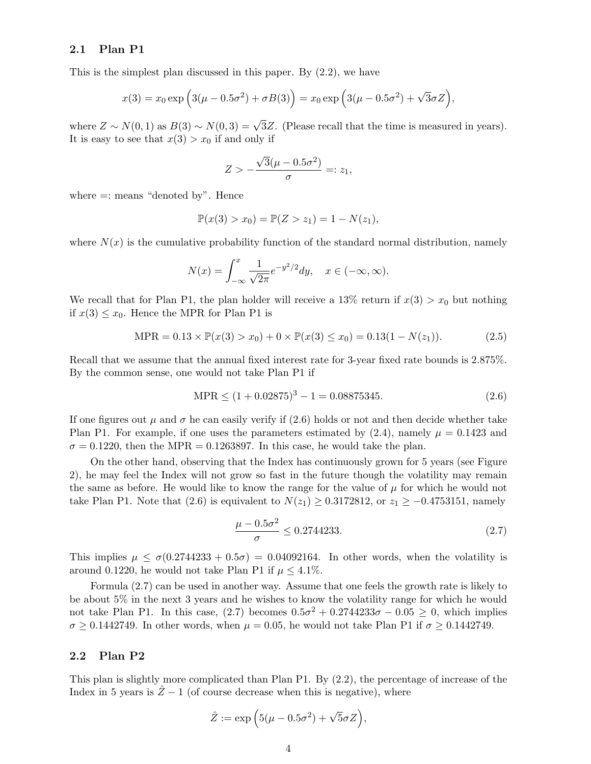### 2.1 Plan P1

This is the simplest plan discussed in this paper. By (2.2), we have

$$x(3) = x_0 \exp\Big(3(\mu - 0.5\sigma^2) + \sigma B(3)\Big) = x_0 \exp\Big(3(\mu - 0.5\sigma^2) + \sqrt{3}\sigma Z\Big),$$

where $Z \sim N(0,1)$ as $B(3) \sim N(0,3) = \sqrt{3}Z$. (Please recall that the time is measured in years). It is easy to see that $x(3) > x_0$ if and only if

$$Z > -\frac{\sqrt{3}(\mu - 0.5\sigma^2)}{\sigma} =: z_1,$$

where =: means "denoted by". Hence

$$\mathbb{P}(x(3) > x_0) = \mathbb{P}(Z > z_1) = 1 - N(z_1),$$

where $N(x)$ is the cumulative probability function of the standard normal distribution, namely

$$N(x) = \int_{-\infty}^{x} \frac{1}{\sqrt{2\pi}} e^{-y^2/2} dy, \quad x \in (-\infty, \infty).$$

We recall that for Plan P1, the plan holder will receive a 13% return if $x(3) > x_0$ but nothing if $x(3) \le x_0$. Hence the MPR for Plan P1 is

$$\text{MPR} = 0.13 \times \mathbb{P}(x(3) > x_0) + 0 \times \mathbb{P}(x(3) \le x_0) = 0.13(1 - N(z_1)). \tag{2.5}$$

Recall that we assume that the annual fixed interest rate for 3-year fixed rate bounds is 2.875%. By the common sense, one would not take Plan P1 if

$$\text{MPR} \le (1 + 0.02875)^3 - 1 = 0.08875345. \tag{2.6}$$

If one figures out $\mu$ and $\sigma$ he can easily verify if (2.6) holds or not and then decide whether take Plan P1. For example, if one uses the parameters estimated by (2.4), namely $\mu = 0.1423$ and $\sigma = 0.1220$, then the MPR = 0.1263897. In this case, he would take the plan.

On the other hand, observing that the Index has continuously grown for 5 years (see Figure 2), he may feel the Index will not grow so fast in the future though the volatility may remain the same as before. He would like to know the range for the value of $\mu$ for which he would not take Plan P1. Note that (2.6) is equivalent to $N(z_1) \ge 0.3172812$, or $z_1 \ge -0.4753151$, namely

$$\frac{\mu - 0.5\sigma^2}{\sigma} \le 0.2744233. \tag{2.7}$$

This implies $\mu \le \sigma(0.2744233 + 0.5\sigma) = 0.04092164$. In other words, when the volatility is around 0.1220, he would not take Plan P1 if $\mu \le 4.1\%$.

Formula (2.7) can be used in another way. Assume that one feels the growth rate is likely to be about 5% in the next 3 years and he wishes to know the volatility range for which he would not take Plan P1. In this case, (2.7) becomes $0.5\sigma^2 + 0.2744233\sigma - 0.05 \ge 0$, which implies $\sigma \ge 0.1442749$. In other words, when $\mu = 0.05$, he would not take Plan P1 if $\sigma \ge 0.1442749$.

### 2.2 Plan P2

This plan is slightly more complicated than Plan P1. By (2.2), the percentage of increase of the Index in 5 years is $\hat{Z} - 1$ (of course decrease when this is negative), where

$$\hat{Z} := \exp\Big(5(\mu - 0.5\sigma^2) + \sqrt{5}\sigma Z\Big),$$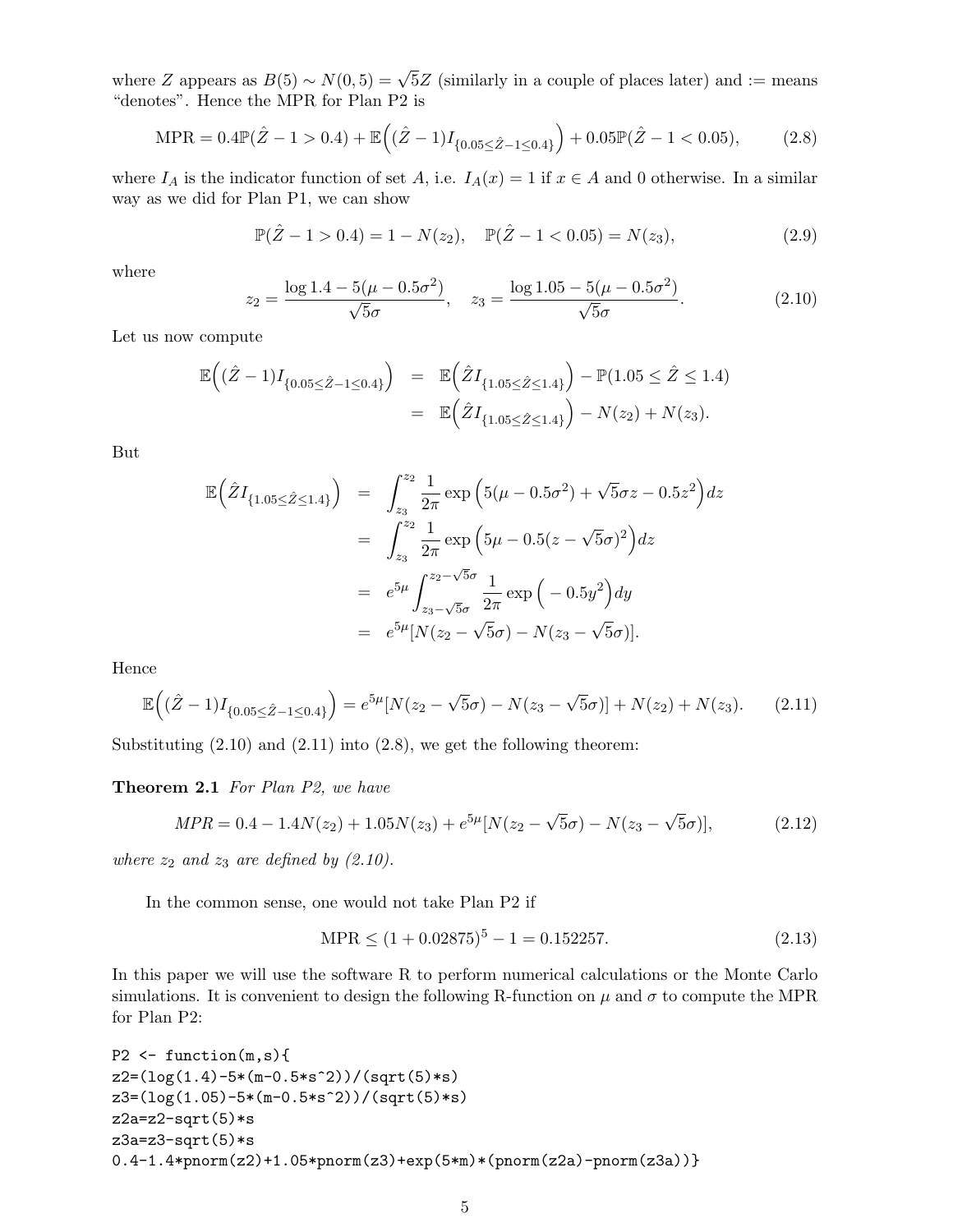where $Z$ appears as $B(5) \sim N(0,5) = \sqrt{5}Z$ (similarly in a couple of places later) and := means "denotes". Hence the MPR for Plan P2 is

$$\text{MPR} = 0.4\mathbb{P}(\hat{Z} - 1 > 0.4) + \mathbb{E}\Big((\hat{Z} - 1)I_{\{0.05 \le \hat{Z} - 1 \le 0.4\}}\Big) + 0.05\mathbb{P}(\hat{Z} - 1 < 0.05), \tag{2.8}$$

where $I_A$ is the indicator function of set $A$, i.e. $I_A(x) = 1$ if $x \in A$ and 0 otherwise. In a similar way as we did for Plan P1, we can show

$$\mathbb{P}(\hat{Z} - 1 > 0.4) = 1 - N(z_2), \quad \mathbb{P}(\hat{Z} - 1 < 0.05) = N(z_3), \tag{2.9}$$

where

$$z_2 = \frac{\log 1.4 - 5(\mu - 0.5\sigma^2)}{\sqrt{5}\sigma}, \quad z_3 = \frac{\log 1.05 - 5(\mu - 0.5\sigma^2)}{\sqrt{5}\sigma}. \tag{2.10}$$

Let us now compute

$$\begin{aligned}
\mathbb{E}\Big((\hat{Z} - 1)I_{\{0.05 \le \hat{Z} - 1 \le 0.4\}}\Big) &= \mathbb{E}\Big(\hat{Z}I_{\{1.05 \le \hat{Z} \le 1.4\}}\Big) - \mathbb{P}(1.05 \le \hat{Z} \le 1.4) \\
&= \mathbb{E}\Big(\hat{Z}I_{\{1.05 \le \hat{Z} \le 1.4\}}\Big) - N(z_2) + N(z_3).
\end{aligned}$$

But

$$\begin{aligned}
\mathbb{E}\Big(\hat{Z}I_{\{1.05 \le \hat{Z} \le 1.4\}}\Big) &= \int_{z_3}^{z_2} \frac{1}{2\pi} \exp\Big(5(\mu - 0.5\sigma^2) + \sqrt{5}\sigma z - 0.5z^2\Big) dz \\
&= \int_{z_3}^{z_2} \frac{1}{2\pi} \exp\Big(5\mu - 0.5(z - \sqrt{5}\sigma)^2\Big) dz \\
&= e^{5\mu} \int_{z_3 - \sqrt{5}\sigma}^{z_2 - \sqrt{5}\sigma} \frac{1}{2\pi} \exp\Big(-0.5y^2\Big) dy \\
&= e^{5\mu}[N(z_2 - \sqrt{5}\sigma) - N(z_3 - \sqrt{5}\sigma)].
\end{aligned}$$

Hence

$$\mathbb{E}\Big((\hat{Z} - 1)I_{\{0.05 \le \hat{Z} - 1 \le 0.4\}}\Big) = e^{5\mu}[N(z_2 - \sqrt{5}\sigma) - N(z_3 - \sqrt{5}\sigma)] + N(z_2) + N(z_3). \tag{2.11}$$

Substituting (2.10) and (2.11) into (2.8), we get the following theorem:

**Theorem 2.1** *For Plan P2, we have*

$$MPR = 0.4 - 1.4N(z_2) + 1.05N(z_3) + e^{5\mu}[N(z_2 - \sqrt{5}\sigma) - N(z_3 - \sqrt{5}\sigma)], \tag{2.12}$$

*where $z_2$ and $z_3$ are defined by (2.10).*

In the common sense, one would not take Plan P2 if

$$\text{MPR} \le (1 + 0.02875)^5 - 1 = 0.152257. \tag{2.13}$$

In this paper we will use the software R to perform numerical calculations or the Monte Carlo simulations. It is convenient to design the following R-function on $\mu$ and $\sigma$ to compute the MPR for Plan P2:

```
P2 <- function(m,s){
z2=(log(1.4)-5*(m-0.5*s^2))/(sqrt(5)*s)
z3=(log(1.05)-5*(m-0.5*s^2))/(sqrt(5)*s)
z2a=z2-sqrt(5)*s
z3a=z3-sqrt(5)*s
0.4-1.4*pnorm(z2)+1.05*pnorm(z3)+exp(5*m)*(pnorm(z2a)-pnorm(z3a))}
```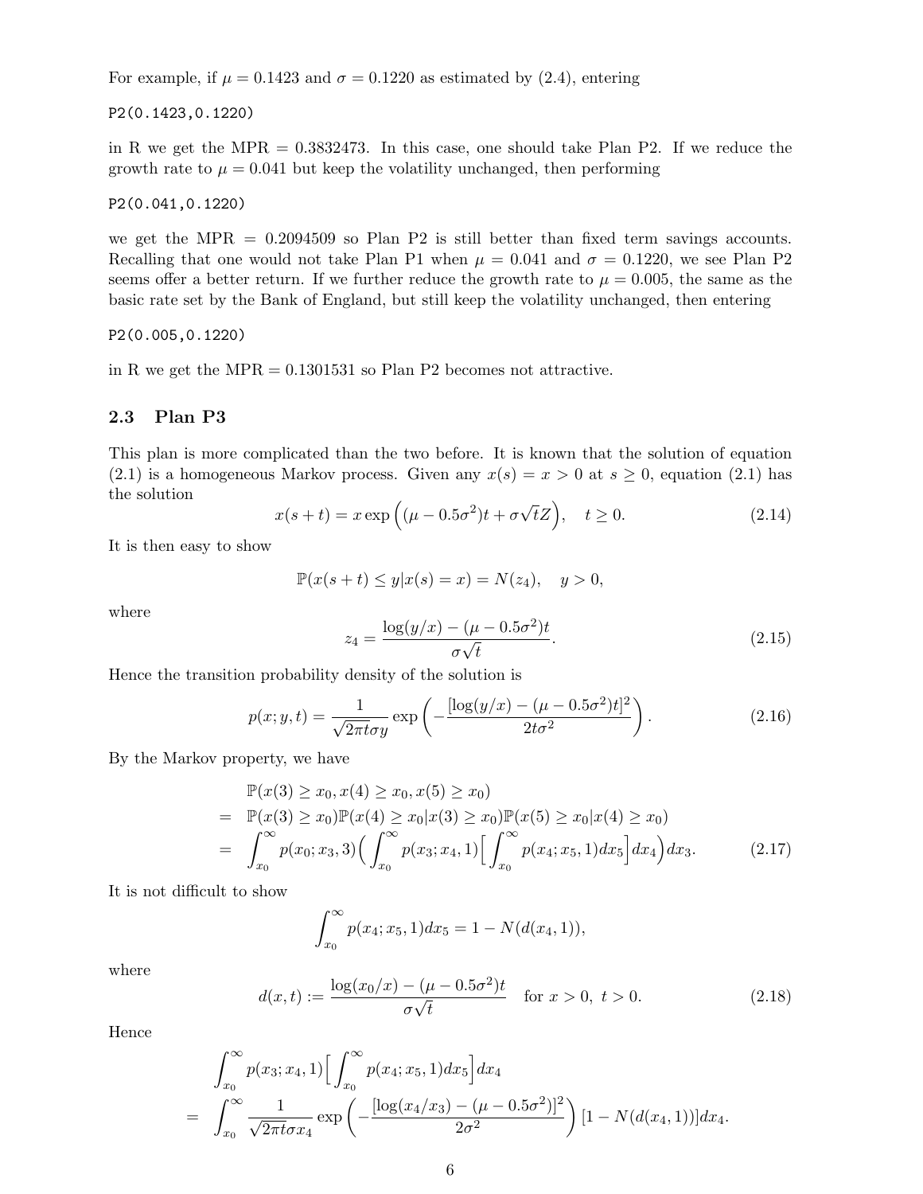For example, if $\mu = 0.1423$ and $\sigma = 0.1220$ as estimated by (2.4), entering

```
P2(0.1423,0.1220)
```

in R we get the MPR = 0.3832473. In this case, one should take Plan P2. If we reduce the growth rate to $\mu = 0.041$ but keep the volatility unchanged, then performing

```
P2(0.041,0.1220)
```

we get the MPR = 0.2094509 so Plan P2 is still better than fixed term savings accounts. Recalling that one would not take Plan P1 when $\mu = 0.041$ and $\sigma = 0.1220$, we see Plan P2 seems offer a better return. If we further reduce the growth rate to $\mu = 0.005$, the same as the basic rate set by the Bank of England, but still keep the volatility unchanged, then entering

```
P2(0.005,0.1220)
```

in R we get the MPR = 0.1301531 so Plan P2 becomes not attractive.

### 2.3 Plan P3

This plan is more complicated than the two before. It is known that the solution of equation (2.1) is a homogeneous Markov process. Given any $x(s) = x > 0$ at $s \geq 0$, equation (2.1) has the solution

$$x(s+t) = x \exp\Big((\mu - 0.5\sigma^2)t + \sigma\sqrt{t}Z\Big), \quad t \geq 0. \tag{2.14}$$

It is then easy to show

$$\mathbb{P}(x(s+t) \leq y | x(s) = x) = N(z_4), \quad y > 0,$$

where

$$z_4 = \frac{\log(y/x) - (\mu - 0.5\sigma^2)t}{\sigma\sqrt{t}}. \tag{2.15}$$

Hence the transition probability density of the solution is

$$p(x; y, t) = \frac{1}{\sqrt{2\pi t}\sigma y} \exp\left(-\frac{[\log(y/x) - (\mu - 0.5\sigma^2)t]^2}{2t\sigma^2}\right). \tag{2.16}$$

By the Markov property, we have

$$\begin{aligned}
& \mathbb{P}(x(3) \geq x_0, x(4) \geq x_0, x(5) \geq x_0) \\
= \; & \mathbb{P}(x(3) \geq x_0)\mathbb{P}(x(4) \geq x_0 | x(3) \geq x_0)\mathbb{P}(x(5) \geq x_0 | x(4) \geq x_0) \\
= \; & \int_{x_0}^{\infty} p(x_0; x_3, 3)\Big(\int_{x_0}^{\infty} p(x_3; x_4, 1)\Big[\int_{x_0}^{\infty} p(x_4; x_5, 1)dx_5\Big]dx_4\Big)dx_3.
\end{aligned} \tag{2.17}$$

It is not difficult to show

$$\int_{x_0}^{\infty} p(x_4; x_5, 1)dx_5 = 1 - N(d(x_4, 1)),$$

where

$$d(x, t) := \frac{\log(x_0/x) - (\mu - 0.5\sigma^2)t}{\sigma\sqrt{t}} \quad \text{for } x > 0, \ t > 0. \tag{2.18}$$

Hence

$$\begin{aligned}
& \int_{x_0}^{\infty} p(x_3; x_4, 1)\Big[\int_{x_0}^{\infty} p(x_4; x_5, 1)dx_5\Big]dx_4 \\
= \; & \int_{x_0}^{\infty} \frac{1}{\sqrt{2\pi t}\sigma x_4} \exp\left(-\frac{[\log(x_4/x_3) - (\mu - 0.5\sigma^2)]^2}{2\sigma^2}\right)[1 - N(d(x_4, 1))]dx_4.
\end{aligned}$$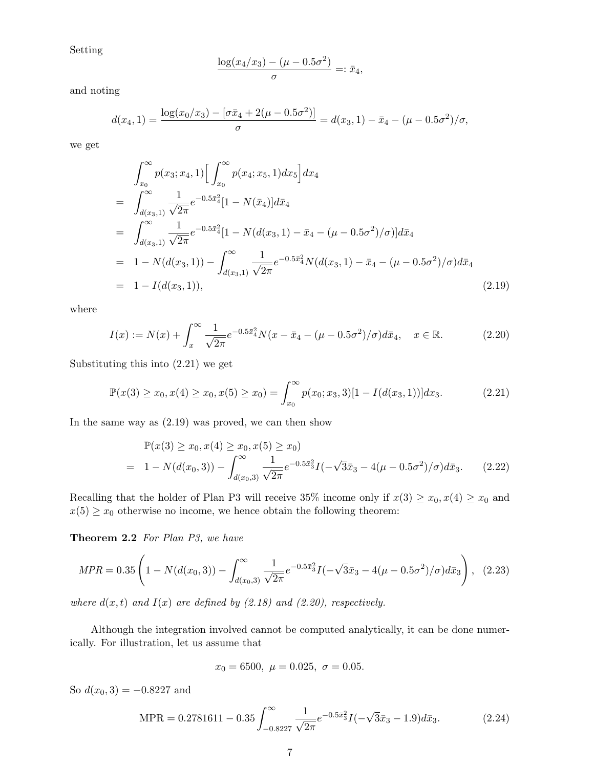Setting

$$\frac{\log(x_4/x_3) - (\mu - 0.5\sigma^2)}{\sigma} =: \bar{x}_4,$$

and noting

$$d(x_4, 1) = \frac{\log(x_0/x_3) - [\sigma\bar{x}_4 + 2(\mu - 0.5\sigma^2)]}{\sigma} = d(x_3, 1) - \bar{x}_4 - (\mu - 0.5\sigma^2)/\sigma,$$

we get

$$\begin{aligned}
& \int_{x_0}^{\infty} p(x_3; x_4, 1)\Big[\int_{x_0}^{\infty} p(x_4; x_5, 1)dx_5\Big]dx_4 \\
= & \int_{d(x_3,1)}^{\infty} \frac{1}{\sqrt{2\pi}} e^{-0.5\bar{x}_4^2}[1 - N(\bar{x}_4)]d\bar{x}_4 \\
= & \int_{d(x_3,1)}^{\infty} \frac{1}{\sqrt{2\pi}} e^{-0.5\bar{x}_4^2}[1 - N(d(x_3, 1) - \bar{x}_4 - (\mu - 0.5\sigma^2)/\sigma)]d\bar{x}_4 \\
= & \ 1 - N(d(x_3, 1)) - \int_{d(x_3,1)}^{\infty} \frac{1}{\sqrt{2\pi}} e^{-0.5\bar{x}_4^2} N(d(x_3, 1) - \bar{x}_4 - (\mu - 0.5\sigma^2)/\sigma)d\bar{x}_4 \\
= & \ 1 - I(d(x_3, 1)),
\end{aligned} \tag{2.19}$$

where

$$I(x) := N(x) + \int_{x}^{\infty} \frac{1}{\sqrt{2\pi}} e^{-0.5\bar{x}_4^2} N(x - \bar{x}_4 - (\mu - 0.5\sigma^2)/\sigma)d\bar{x}_4, \quad x \in \mathbb{R}. \tag{2.20}$$

Substituting this into (2.21) we get

$$\mathbb{P}(x(3) \geq x_0, x(4) \geq x_0, x(5) \geq x_0) = \int_{x_0}^{\infty} p(x_0; x_3, 3)[1 - I(d(x_3, 1))]dx_3. \tag{2.21}$$

In the same way as (2.19) was proved, we can then show

$$\begin{aligned}
& \mathbb{P}(x(3) \geq x_0, x(4) \geq x_0, x(5) \geq x_0) \\
= & \ 1 - N(d(x_0, 3)) - \int_{d(x_0,3)}^{\infty} \frac{1}{\sqrt{2\pi}} e^{-0.5\bar{x}_3^2} I(-\sqrt{3}\bar{x}_3 - 4(\mu - 0.5\sigma^2)/\sigma)d\bar{x}_3.
\end{aligned} \tag{2.22}$$

Recalling that the holder of Plan P3 will receive 35% income only if $x(3) \geq x_0, x(4) \geq x_0$ and $x(5) \geq x_0$ otherwise no income, we hence obtain the following theorem:

**Theorem 2.2** *For Plan P3, we have*

$$MPR = 0.35\left(1 - N(d(x_0, 3)) - \int_{d(x_0,3)}^{\infty} \frac{1}{\sqrt{2\pi}} e^{-0.5\bar{x}_3^2} I(-\sqrt{3}\bar{x}_3 - 4(\mu - 0.5\sigma^2)/\sigma)d\bar{x}_3\right), \tag{2.23}$$

*where $d(x, t)$ and $I(x)$ are defined by (2.18) and (2.20), respectively.*

Although the integration involved cannot be computed analytically, it can be done numerically. For illustration, let us assume that

$$x_0 = 6500, \ \mu = 0.025, \ \sigma = 0.05.$$

So $d(x_0, 3) = -0.8227$ and

$$\text{MPR} = 0.2781611 - 0.35\int_{-0.8227}^{\infty} \frac{1}{\sqrt{2\pi}} e^{-0.5\bar{x}_3^2} I(-\sqrt{3}\bar{x}_3 - 1.9)d\bar{x}_3. \tag{2.24}$$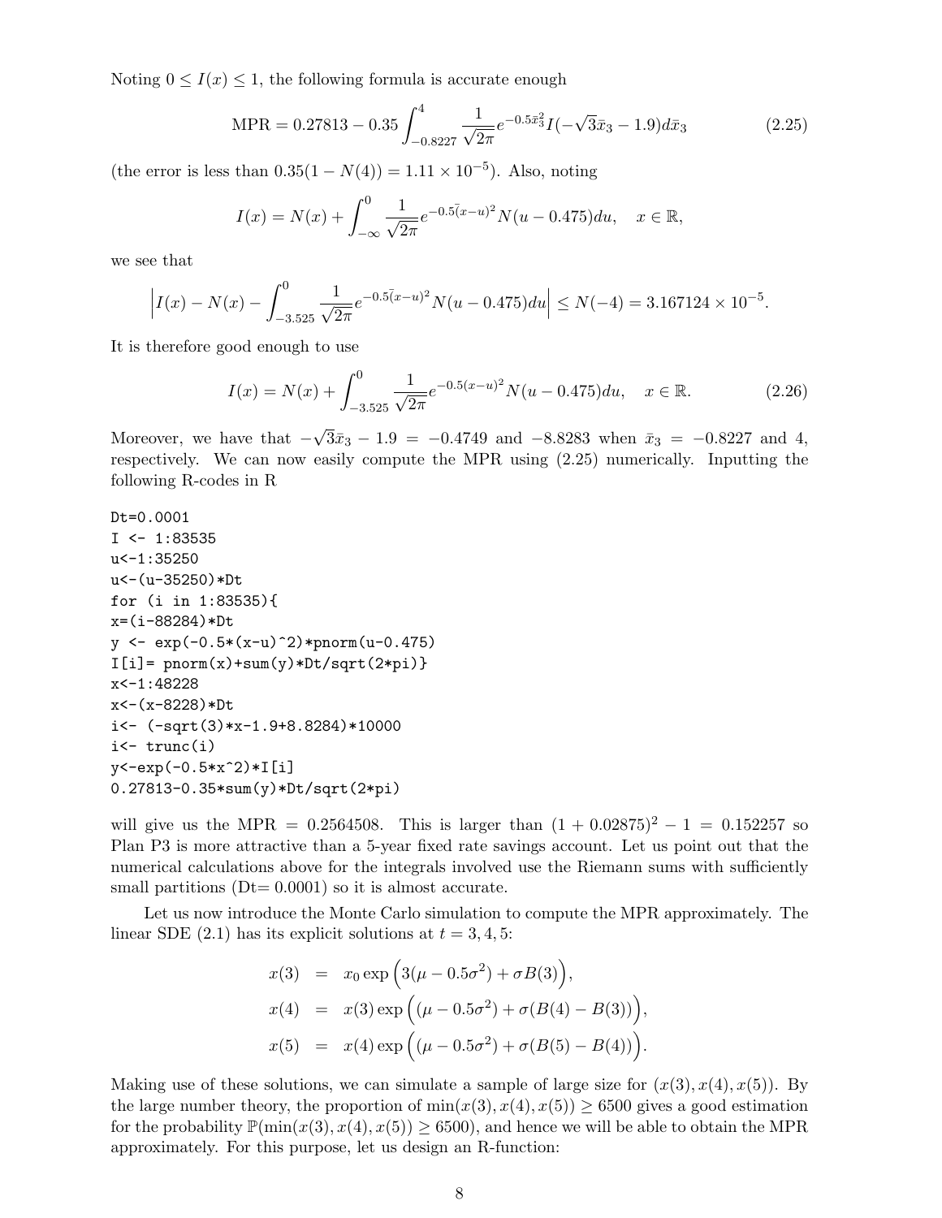Noting $0 \le I(x) \le 1$, the following formula is accurate enough

$$\text{MPR} = 0.27813 - 0.35 \int_{-0.8227}^{4} \frac{1}{\sqrt{2\pi}} e^{-0.5\bar{x}_3^2} I(-\sqrt{3}\bar{x}_3 - 1.9) d\bar{x}_3 \tag{2.25}$$

(the error is less than $0.35(1 - N(4)) = 1.11 \times 10^{-5}$). Also, noting

$$I(x) = N(x) + \int_{-\infty}^{0} \frac{1}{\sqrt{2\pi}} e^{-0.5(x-u)^2} N(u - 0.475) du, \quad x \in \mathbb{R},$$

we see that

$$\left| I(x) - N(x) - \int_{-3.525}^{0} \frac{1}{\sqrt{2\pi}} e^{-0.5(x-u)^2} N(u - 0.475) du \right| \le N(-4) = 3.167124 \times 10^{-5}.$$

It is therefore good enough to use

$$I(x) = N(x) + \int_{-3.525}^{0} \frac{1}{\sqrt{2\pi}} e^{-0.5(x-u)^2} N(u - 0.475) du, \quad x \in \mathbb{R}. \tag{2.26}$$

Moreover, we have that $-\sqrt{3}\bar{x}_3 - 1.9 = -0.4749$ and $-8.8283$ when $\bar{x}_3 = -0.8227$ and $4$, respectively. We can now easily compute the MPR using (2.25) numerically. Inputting the following R-codes in R

```
Dt=0.0001
I <- 1:83535
u<-1:35250
u<-(u-35250)*Dt
for (i in 1:83535){
x=(i-88284)*Dt
y <- exp(-0.5*(x-u)^2)*pnorm(u-0.475)
I[i]= pnorm(x)+sum(y)*Dt/sqrt(2*pi)}
x<-1:48228
x<-(x-8228)*Dt
i<- (-sqrt(3)*x-1.9+8.8284)*10000
i<- trunc(i)
y<-exp(-0.5*x^2)*I[i]
0.27813-0.35*sum(y)*Dt/sqrt(2*pi)
```

will give us the MPR = 0.2564508. This is larger than $(1 + 0.02875)^2 - 1 = 0.152257$ so Plan P3 is more attractive than a 5-year fixed rate savings account. Let us point out that the numerical calculations above for the integrals involved use the Riemann sums with sufficiently small partitions (Dt= 0.0001) so it is almost accurate.

Let us now introduce the Monte Carlo simulation to compute the MPR approximately. The linear SDE (2.1) has its explicit solutions at $t = 3, 4, 5$:

$$\begin{aligned} x(3) &= x_0 \exp\Big(3(\mu - 0.5\sigma^2) + \sigma B(3)\Big), \\ x(4) &= x(3) \exp\Big((\mu - 0.5\sigma^2) + \sigma(B(4) - B(3))\Big), \\ x(5) &= x(4) \exp\Big((\mu - 0.5\sigma^2) + \sigma(B(5) - B(4))\Big). \end{aligned}$$

Making use of these solutions, we can simulate a sample of large size for $(x(3), x(4), x(5))$. By the large number theory, the proportion of $\min(x(3), x(4), x(5)) \ge 6500$ gives a good estimation for the probability $\mathbb{P}(\min(x(3), x(4), x(5)) \ge 6500)$, and hence we will be able to obtain the MPR approximately. For this purpose, let us design an R-function: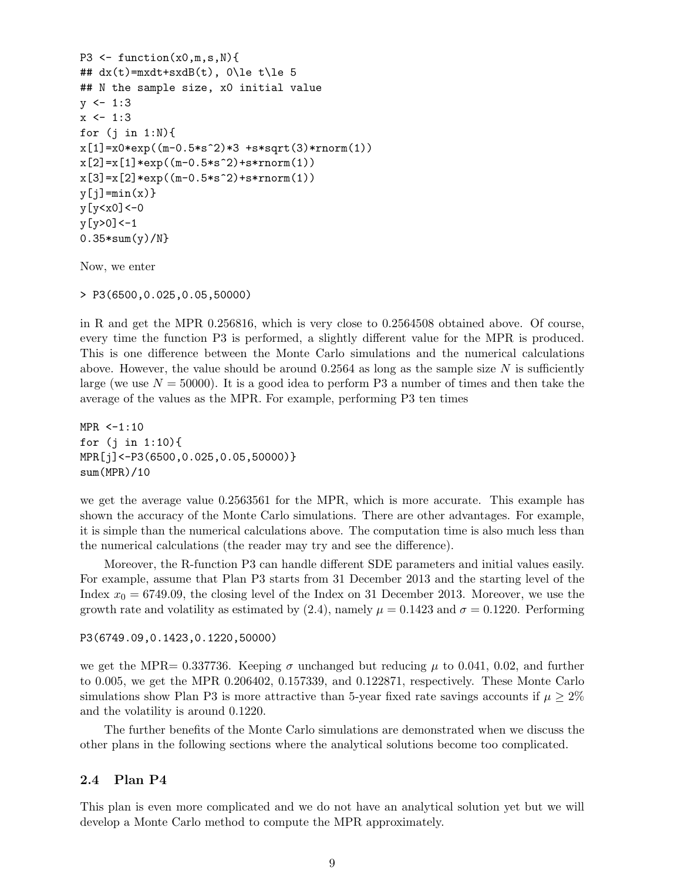```
P3 <- function(x0,m,s,N){
## dx(t)=mxdt+sxdB(t), 0\le t\le 5
## N the sample size, x0 initial value
y <- 1:3
x <- 1:3
for (j in 1:N){
x[1]=x0*exp((m-0.5*s^2)*3 +s*sqrt(3)*rnorm(1))
x[2]=x[1]*exp((m-0.5*s^2)+s*rnorm(1))
x[3]=x[2]*exp((m-0.5*s^2)+s*rnorm(1))
y[j]=min(x)}
y[y<x0]<-0
y[y>0]<-1
0.35*sum(y)/N}
```

Now, we enter

```
> P3(6500,0.025,0.05,50000)
```

in R and get the MPR 0.256816, which is very close to 0.2564508 obtained above. Of course, every time the function P3 is performed, a slightly different value for the MPR is produced. This is one difference between the Monte Carlo simulations and the numerical calculations above. However, the value should be around 0.2564 as long as the sample size $N$ is sufficiently large (we use $N = 50000$). It is a good idea to perform P3 a number of times and then take the average of the values as the MPR. For example, performing P3 ten times

```
MPR <-1:10
for (j in 1:10){
MPR[j]<-P3(6500,0.025,0.05,50000)}
sum(MPR)/10
```

we get the average value 0.2563561 for the MPR, which is more accurate. This example has shown the accuracy of the Monte Carlo simulations. There are other advantages. For example, it is simple than the numerical calculations above. The computation time is also much less than the numerical calculations (the reader may try and see the difference).

Moreover, the R-function P3 can handle different SDE parameters and initial values easily. For example, assume that Plan P3 starts from 31 December 2013 and the starting level of the Index $x_0 = 6749.09$, the closing level of the Index on 31 December 2013. Moreover, we use the growth rate and volatility as estimated by (2.4), namely $\mu = 0.1423$ and $\sigma = 0.1220$. Performing

```
P3(6749.09,0.1423,0.1220,50000)
```

we get the MPR= 0.337736. Keeping $\sigma$ unchanged but reducing $\mu$ to 0.041, 0.02, and further to 0.005, we get the MPR 0.206402, 0.157339, and 0.122871, respectively. These Monte Carlo simulations show Plan P3 is more attractive than 5-year fixed rate savings accounts if $\mu \geq 2\%$ and the volatility is around 0.1220.

The further benefits of the Monte Carlo simulations are demonstrated when we discuss the other plans in the following sections where the analytical solutions become too complicated.

## 2.4 Plan P4

This plan is even more complicated and we do not have an analytical solution yet but we will develop a Monte Carlo method to compute the MPR approximately.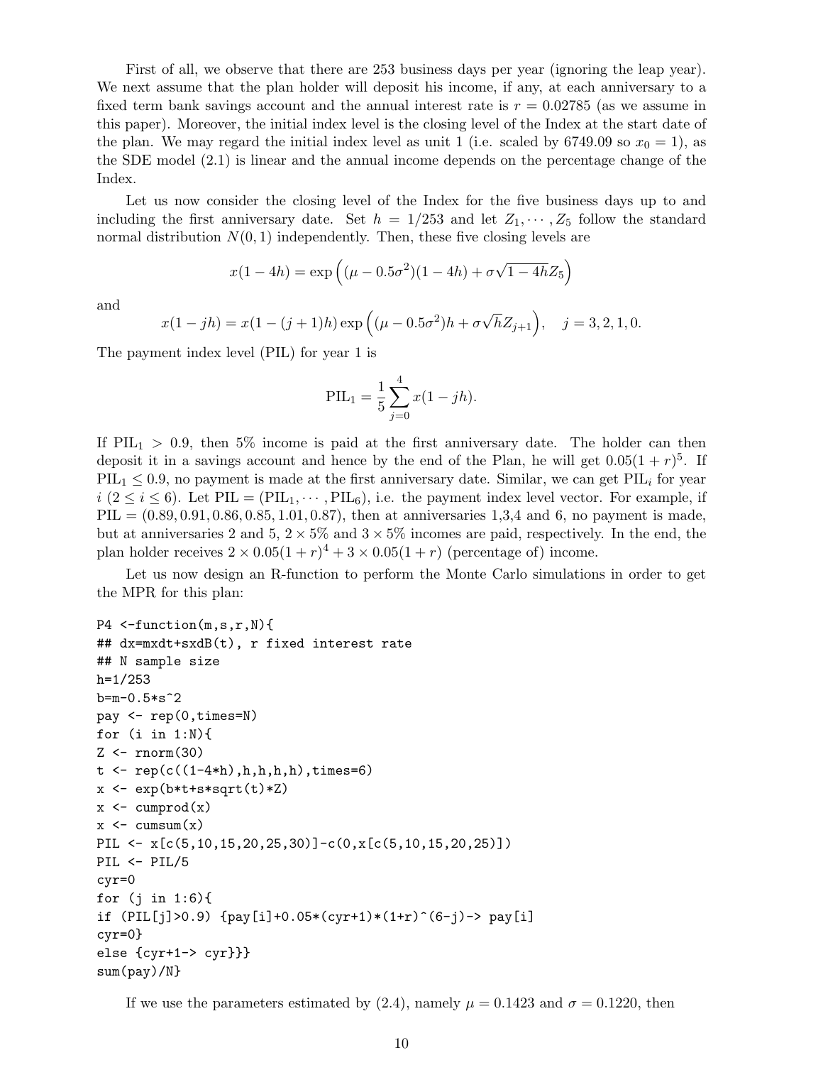First of all, we observe that there are 253 business days per year (ignoring the leap year). We next assume that the plan holder will deposit his income, if any, at each anniversary to a fixed term bank savings account and the annual interest rate is $r = 0.02785$ (as we assume in this paper). Moreover, the initial index level is the closing level of the Index at the start date of the plan. We may regard the initial index level as unit 1 (i.e. scaled by 6749.09 so $x_0 = 1$), as the SDE model (2.1) is linear and the annual income depends on the percentage change of the Index.

Let us now consider the closing level of the Index for the five business days up to and including the first anniversary date. Set $h = 1/253$ and let $Z_1, \cdots, Z_5$ follow the standard normal distribution $N(0, 1)$ independently. Then, these five closing levels are

$$x(1-4h) = \exp\Big((\mu - 0.5\sigma^2)(1-4h) + \sigma\sqrt{1-4h}Z_5\Big)$$

and

$$x(1-jh) = x(1-(j+1)h)\exp\Big((\mu - 0.5\sigma^2)h + \sigma\sqrt{h}Z_{j+1}\Big), \quad j = 3, 2, 1, 0.$$

The payment index level (PIL) for year 1 is

$$\text{PIL}_1 = \frac{1}{5}\sum_{j=0}^{4} x(1-jh).$$

If $\text{PIL}_1 > 0.9$, then 5% income is paid at the first anniversary date. The holder can then deposit it in a savings account and hence by the end of the Plan, he will get $0.05(1+r)^5$. If $\text{PIL}_1 \le 0.9$, no payment is made at the first anniversary date. Similar, we can get $\text{PIL}_i$ for year $i$ ($2 \le i \le 6$). Let $\text{PIL} = (\text{PIL}_1, \cdots, \text{PIL}_6)$, i.e. the payment index level vector. For example, if $\text{PIL} = (0.89, 0.91, 0.86, 0.85, 1.01, 0.87)$, then at anniversaries 1,3,4 and 6, no payment is made, but at anniversaries 2 and 5, $2 \times 5\%$ and $3 \times 5\%$ incomes are paid, respectively. In the end, the plan holder receives $2 \times 0.05(1+r)^4 + 3 \times 0.05(1+r)$ (percentage of) income.

Let us now design an R-function to perform the Monte Carlo simulations in order to get the MPR for this plan:

```
P4 <-function(m,s,r,N){
## dx=mxdt+sxdB(t), r fixed interest rate
## N sample size
h=1/253
b=m-0.5*s^2
pay <- rep(0,times=N)
for (i in 1:N){
Z <- rnorm(30)
t <- rep(c((1-4*h),h,h,h,h),times=6)
x <- exp(b*t+s*sqrt(t)*Z)
x <- cumprod(x)
x <- cumsum(x)
PIL <- x[c(5,10,15,20,25,30)]-c(0,x[c(5,10,15,20,25)])
PIL <- PIL/5
cyr=0
for (j in 1:6){
if (PIL[j]>0.9) {pay[i]+0.05*(cyr+1)*(1+r)^(6-j)-> pay[i]
cyr=0}
else {cyr+1-> cyr}}}
sum(pay)/N}
```

If we use the parameters estimated by (2.4), namely $\mu = 0.1423$ and $\sigma = 0.1220$, then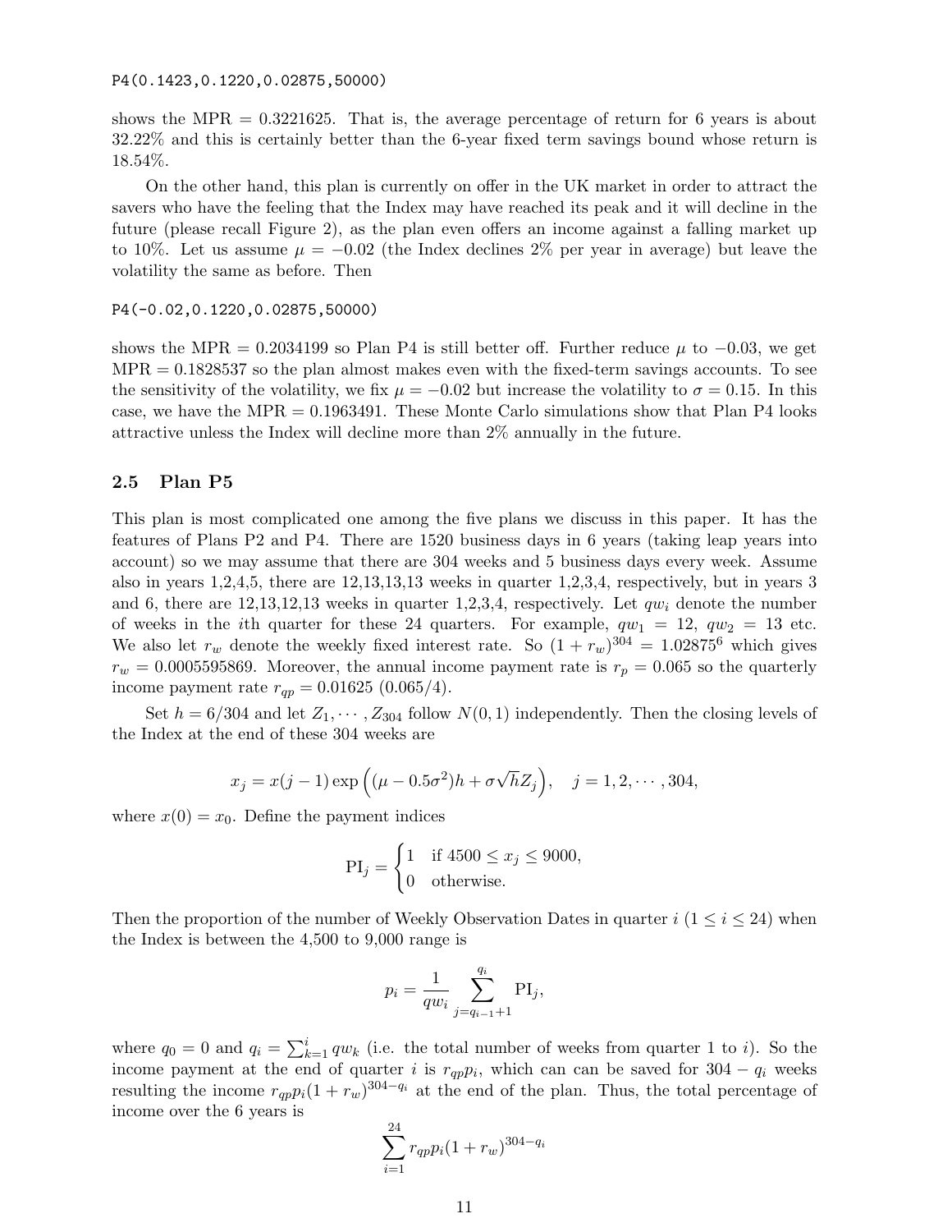```
P4(0.1423,0.1220,0.02875,50000)
```

shows the MPR = 0.3221625. That is, the average percentage of return for 6 years is about 32.22% and this is certainly better than the 6-year fixed term savings bound whose return is 18.54%.

On the other hand, this plan is currently on offer in the UK market in order to attract the savers who have the feeling that the Index may have reached its peak and it will decline in the future (please recall Figure 2), as the plan even offers an income against a falling market up to 10%. Let us assume $\mu = -0.02$ (the Index declines 2% per year in average) but leave the volatility the same as before. Then

```
P4(-0.02,0.1220,0.02875,50000)
```

shows the MPR = 0.2034199 so Plan P4 is still better off. Further reduce $\mu$ to $-0.03$, we get MPR = 0.1828537 so the plan almost makes even with the fixed-term savings accounts. To see the sensitivity of the volatility, we fix $\mu = -0.02$ but increase the volatility to $\sigma = 0.15$. In this case, we have the MPR = 0.1963491. These Monte Carlo simulations show that Plan P4 looks attractive unless the Index will decline more than 2% annually in the future.

## 2.5 Plan P5

This plan is most complicated one among the five plans we discuss in this paper. It has the features of Plans P2 and P4. There are 1520 business days in 6 years (taking leap years into account) so we may assume that there are 304 weeks and 5 business days every week. Assume also in years 1,2,4,5, there are 12,13,13,13 weeks in quarter 1,2,3,4, respectively, but in years 3 and 6, there are 12,13,12,13 weeks in quarter 1,2,3,4, respectively. Let $qw_i$ denote the number of weeks in the $i$th quarter for these 24 quarters. For example, $qw_1 = 12$, $qw_2 = 13$ etc. We also let $r_w$ denote the weekly fixed interest rate. So $(1 + r_w)^{304} = 1.02875^6$ which gives $r_w = 0.0005595869$. Moreover, the annual income payment rate is $r_p = 0.065$ so the quarterly income payment rate $r_{qp} = 0.01625$ $(0.065/4)$.

Set $h = 6/304$ and let $Z_1, \cdots, Z_{304}$ follow $N(0, 1)$ independently. Then the closing levels of the Index at the end of these 304 weeks are

$$x_j = x(j-1)\exp\left((\mu - 0.5\sigma^2)h + \sigma\sqrt{h}Z_j\right), \quad j = 1, 2, \cdots, 304,$$

where $x(0) = x_0$. Define the payment indices

$$\mathrm{PI}_j = \begin{cases} 1 & \text{if } 4500 \le x_j \le 9000, \\ 0 & \text{otherwise.} \end{cases}$$

Then the proportion of the number of Weekly Observation Dates in quarter $i$ $(1 \le i \le 24)$ when the Index is between the 4,500 to 9,000 range is

$$p_i = \frac{1}{qw_i} \sum_{j=q_{i-1}+1}^{q_i} \mathrm{PI}_j,$$

where $q_0 = 0$ and $q_i = \sum_{k=1}^{i} qw_k$ (i.e. the total number of weeks from quarter 1 to $i$). So the income payment at the end of quarter $i$ is $r_{qp}p_i$, which can can be saved for $304 - q_i$ weeks resulting the income $r_{qp}p_i(1 + r_w)^{304-q_i}$ at the end of the plan. Thus, the total percentage of income over the 6 years is

$$\sum_{i=1}^{24} r_{qp}p_i(1 + r_w)^{304-q_i}$$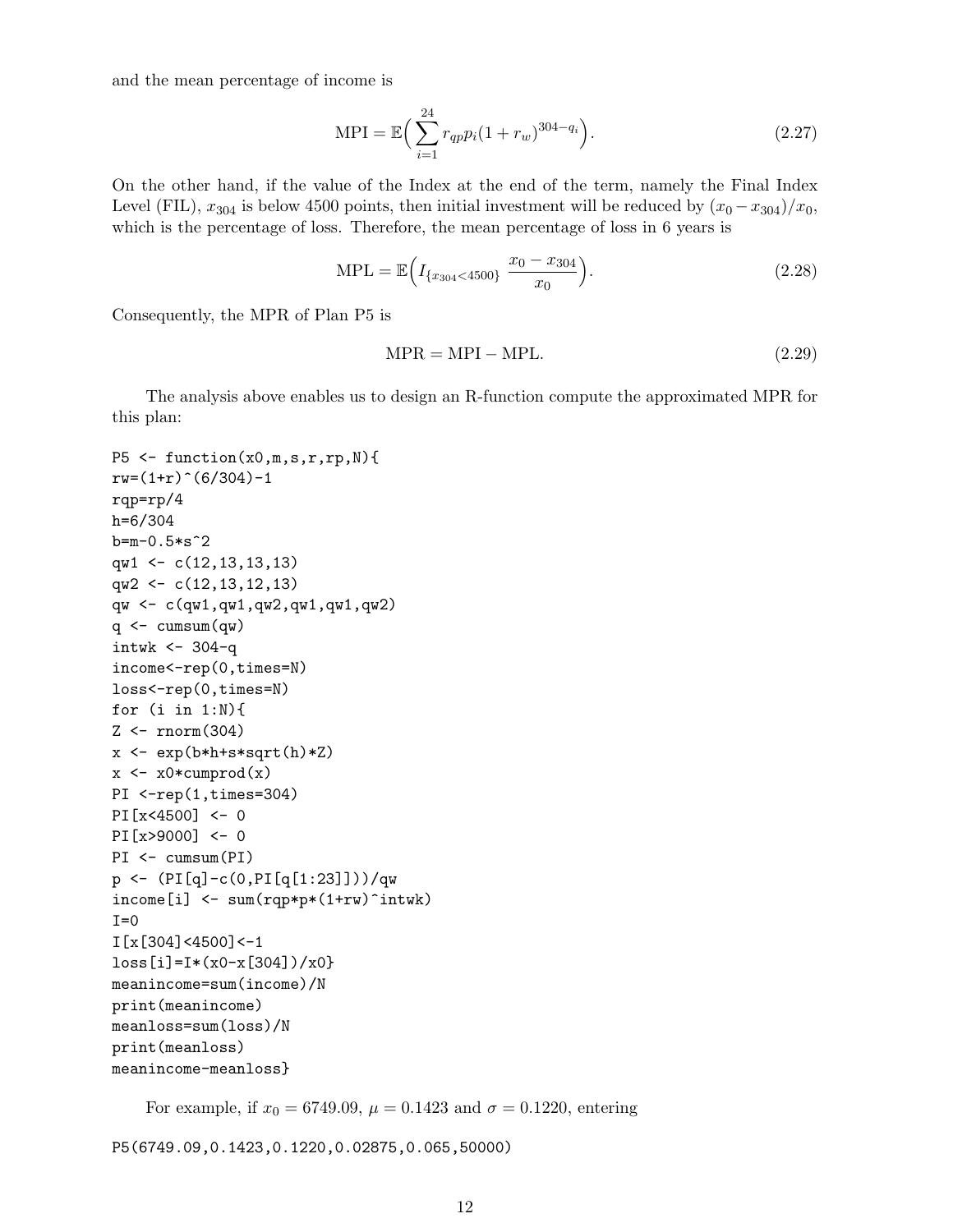and the mean percentage of income is

$$\text{MPI} = \mathbb{E}\Big(\sum_{i=1}^{24} r_{qp} p_i (1 + r_w)^{304-q_i}\Big). \tag{2.27}$$

On the other hand, if the value of the Index at the end of the term, namely the Final Index Level (FIL), $x_{304}$ is below 4500 points, then initial investment will be reduced by $(x_0 - x_{304})/x_0$, which is the percentage of loss. Therefore, the mean percentage of loss in 6 years is

$$\text{MPL} = \mathbb{E}\Big(I_{\{x_{304}<4500\}}\ \frac{x_0 - x_{304}}{x_0}\Big). \tag{2.28}$$

Consequently, the MPR of Plan P5 is

$$\text{MPR} = \text{MPI} - \text{MPL}. \tag{2.29}$$

The analysis above enables us to design an R-function compute the approximated MPR for this plan:

```
P5 <- function(x0,m,s,r,rp,N){
rw=(1+r)^(6/304)-1
rqp=rp/4
h=6/304
b=m-0.5*s^2
qw1 <- c(12,13,13,13)
qw2 <- c(12,13,12,13)
qw <- c(qw1,qw1,qw2,qw1,qw1,qw2)
q <- cumsum(qw)
intwk <- 304-q
income<-rep(0,times=N)
loss<-rep(0,times=N)
for (i in 1:N){
Z <- rnorm(304)
x <- exp(b*h+s*sqrt(h)*Z)
x <- x0*cumprod(x)
PI <-rep(1,times=304)
PI[x<4500] <- 0
PI[x>9000] <- 0
PI <- cumsum(PI)
p <- (PI[q]-c(0,PI[q[1:23]]))/qw
income[i] <- sum(rqp*p*(1+rw)^intwk)
I=0
I[x[304]<4500]<-1
loss[i]=I*(x0-x[304])/x0}
meanincome=sum(income)/N
print(meanincome)
meanloss=sum(loss)/N
print(meanloss)
meanincome-meanloss}
```

For example, if $x_0 = 6749.09$, $\mu = 0.1423$ and $\sigma = 0.1220$, entering

```
P5(6749.09,0.1423,0.1220,0.02875,0.065,50000)
```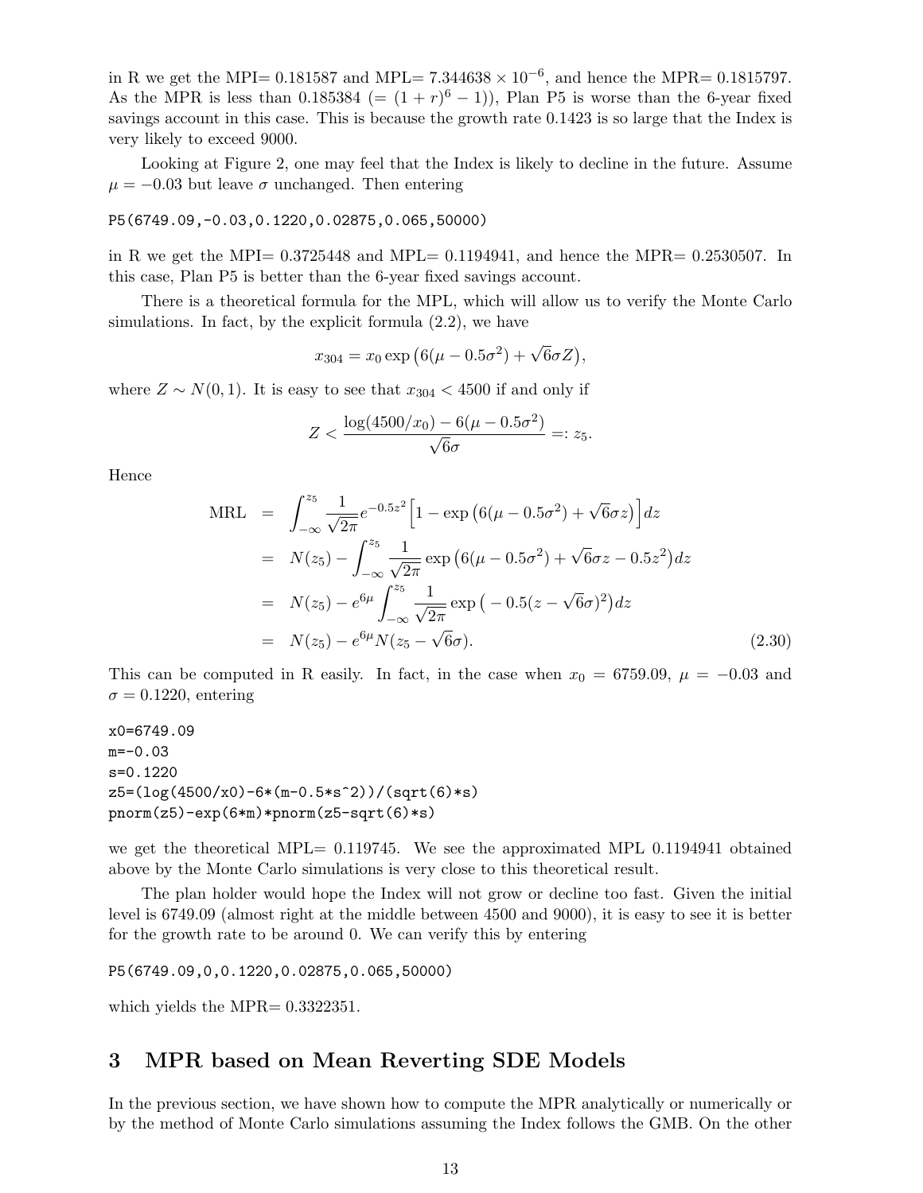in R we get the MPI= 0.181587 and MPL= $7.344638 \times 10^{-6}$, and hence the MPR= 0.1815797. As the MPR is less than 0.185384 (= $(1 + r)^6 - 1)$), Plan P5 is worse than the 6-year fixed savings account in this case. This is because the growth rate 0.1423 is so large that the Index is very likely to exceed 9000.

Looking at Figure 2, one may feel that the Index is likely to decline in the future. Assume $\mu = -0.03$ but leave $\sigma$ unchanged. Then entering

```
P5(6749.09,-0.03,0.1220,0.02875,0.065,50000)
```

in R we get the MPI= 0.3725448 and MPL= 0.1194941, and hence the MPR= 0.2530507. In this case, Plan P5 is better than the 6-year fixed savings account.

There is a theoretical formula for the MPL, which will allow us to verify the Monte Carlo simulations. In fact, by the explicit formula (2.2), we have

$$x_{304} = x_0 \exp\big(6(\mu - 0.5\sigma^2) + \sqrt{6}\sigma Z\big),$$

where $Z \sim N(0,1)$. It is easy to see that $x_{304} < 4500$ if and only if

$$Z < \frac{\log(4500/x_0) - 6(\mu - 0.5\sigma^2)}{\sqrt{6}\sigma} =: z_5.$$

Hence

$$\begin{aligned}
\text{MRL} &= \int_{-\infty}^{z_5} \frac{1}{\sqrt{2\pi}} e^{-0.5z^2} \Big[1 - \exp\big(6(\mu - 0.5\sigma^2) + \sqrt{6}\sigma z\big)\Big] dz \\
&= N(z_5) - \int_{-\infty}^{z_5} \frac{1}{\sqrt{2\pi}} \exp\big(6(\mu - 0.5\sigma^2) + \sqrt{6}\sigma z - 0.5z^2\big) dz \\
&= N(z_5) - e^{6\mu} \int_{-\infty}^{z_5} \frac{1}{\sqrt{2\pi}} \exp\big(-0.5(z - \sqrt{6}\sigma)^2\big) dz \\
&= N(z_5) - e^{6\mu} N(z_5 - \sqrt{6}\sigma). \qquad (2.30)
\end{aligned}$$

This can be computed in R easily. In fact, in the case when $x_0 = 6759.09$, $\mu = -0.03$ and $\sigma = 0.1220$, entering

```
x0=6749.09
m=-0.03
s=0.1220
z5=(log(4500/x0)-6*(m-0.5*s^2))/(sqrt(6)*s)
pnorm(z5)-exp(6*m)*pnorm(z5-sqrt(6)*s)
```

we get the theoretical MPL= 0.119745. We see the approximated MPL 0.1194941 obtained above by the Monte Carlo simulations is very close to this theoretical result.

The plan holder would hope the Index will not grow or decline too fast. Given the initial level is 6749.09 (almost right at the middle between 4500 and 9000), it is easy to see it is better for the growth rate to be around 0. We can verify this by entering

```
P5(6749.09,0,0.1220,0.02875,0.065,50000)
```

which yields the MPR= 0.3322351.

## 3 MPR based on Mean Reverting SDE Models

In the previous section, we have shown how to compute the MPR analytically or numerically or by the method of Monte Carlo simulations assuming the Index follows the GMB. On the other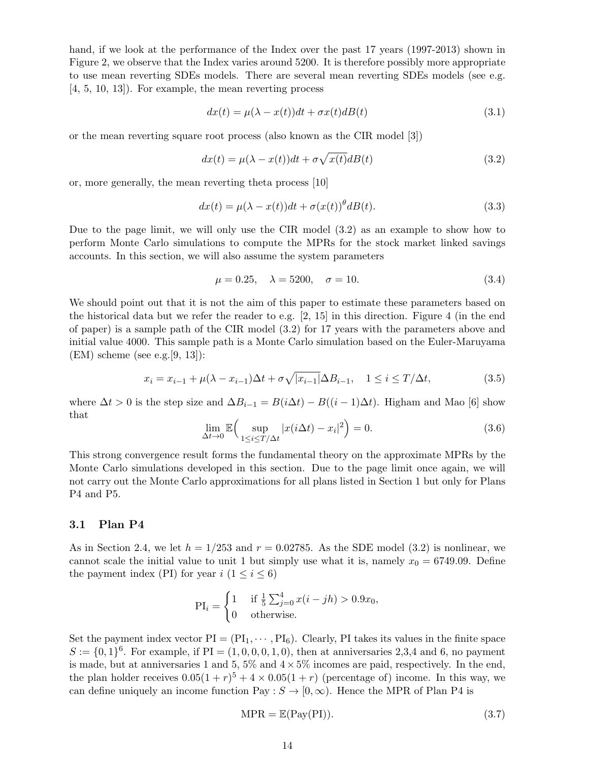hand, if we look at the performance of the Index over the past 17 years (1997-2013) shown in Figure 2, we observe that the Index varies around 5200. It is therefore possibly more appropriate to use mean reverting SDEs models. There are several mean reverting SDEs models (see e.g. [4, 5, 10, 13]). For example, the mean reverting process

$$dx(t) = \mu(\lambda - x(t))dt + \sigma x(t)dB(t) \tag{3.1}$$

or the mean reverting square root process (also known as the CIR model [3])

$$dx(t) = \mu(\lambda - x(t))dt + \sigma\sqrt{x(t)}dB(t) \tag{3.2}$$

or, more generally, the mean reverting theta process [10]

$$dx(t) = \mu(\lambda - x(t))dt + \sigma(x(t))^{\theta}dB(t). \tag{3.3}$$

Due to the page limit, we will only use the CIR model (3.2) as an example to show how to perform Monte Carlo simulations to compute the MPRs for the stock market linked savings accounts. In this section, we will also assume the system parameters

$$\mu = 0.25, \quad \lambda = 5200, \quad \sigma = 10. \tag{3.4}$$

We should point out that it is not the aim of this paper to estimate these parameters based on the historical data but we refer the reader to e.g. [2, 15] in this direction. Figure 4 (in the end of paper) is a sample path of the CIR model (3.2) for 17 years with the parameters above and initial value 4000. This sample path is a Monte Carlo simulation based on the Euler-Maruyama (EM) scheme (see e.g.[9, 13]):

$$x_i = x_{i-1} + \mu(\lambda - x_{i-1})\Delta t + \sigma\sqrt{|x_{i-1}|}\Delta B_{i-1}, \quad 1 \le i \le T/\Delta t, \tag{3.5}$$

where $\Delta t > 0$ is the step size and $\Delta B_{i-1} = B(i\Delta t) - B((i-1)\Delta t)$. Higham and Mao [6] show that

$$\lim_{\Delta t \to 0} \mathbb{E}\Big(\sup_{1 \le i \le T/\Delta t} |x(i\Delta t) - x_i|^2\Big) = 0. \tag{3.6}$$

This strong convergence result forms the fundamental theory on the approximate MPRs by the Monte Carlo simulations developed in this section. Due to the page limit once again, we will not carry out the Monte Carlo approximations for all plans listed in Section 1 but only for Plans P4 and P5.

### 3.1 Plan P4

As in Section 2.4, we let $h = 1/253$ and $r = 0.02785$. As the SDE model (3.2) is nonlinear, we cannot scale the initial value to unit 1 but simply use what it is, namely $x_0 = 6749.09$. Define the payment index (PI) for year $i$ ($1 \le i \le 6$)

$$\mathrm{PI}_i = \begin{cases} 1 & \text{if } \frac{1}{5}\sum_{j=0}^{4} x(i - jh) > 0.9x_0, \\ 0 & \text{otherwise.} \end{cases}$$

Set the payment index vector $\mathrm{PI} = (\mathrm{PI}_1, \cdots, \mathrm{PI}_6)$. Clearly, PI takes its values in the finite space $S := \{0, 1\}^6$. For example, if $\mathrm{PI} = (1, 0, 0, 0, 1, 0)$, then at anniversaries 2,3,4 and 6, no payment is made, but at anniversaries 1 and 5, 5% and $4 \times 5\%$ incomes are paid, respectively. In the end, the plan holder receives $0.05(1 + r)^5 + 4 \times 0.05(1 + r)$ (percentage of) income. In this way, we can define uniquely an income function $\mathrm{Pay} : S \to [0, \infty)$. Hence the MPR of Plan P4 is

$$\mathrm{MPR} = \mathbb{E}(\mathrm{Pay}(\mathrm{PI})). \tag{3.7}$$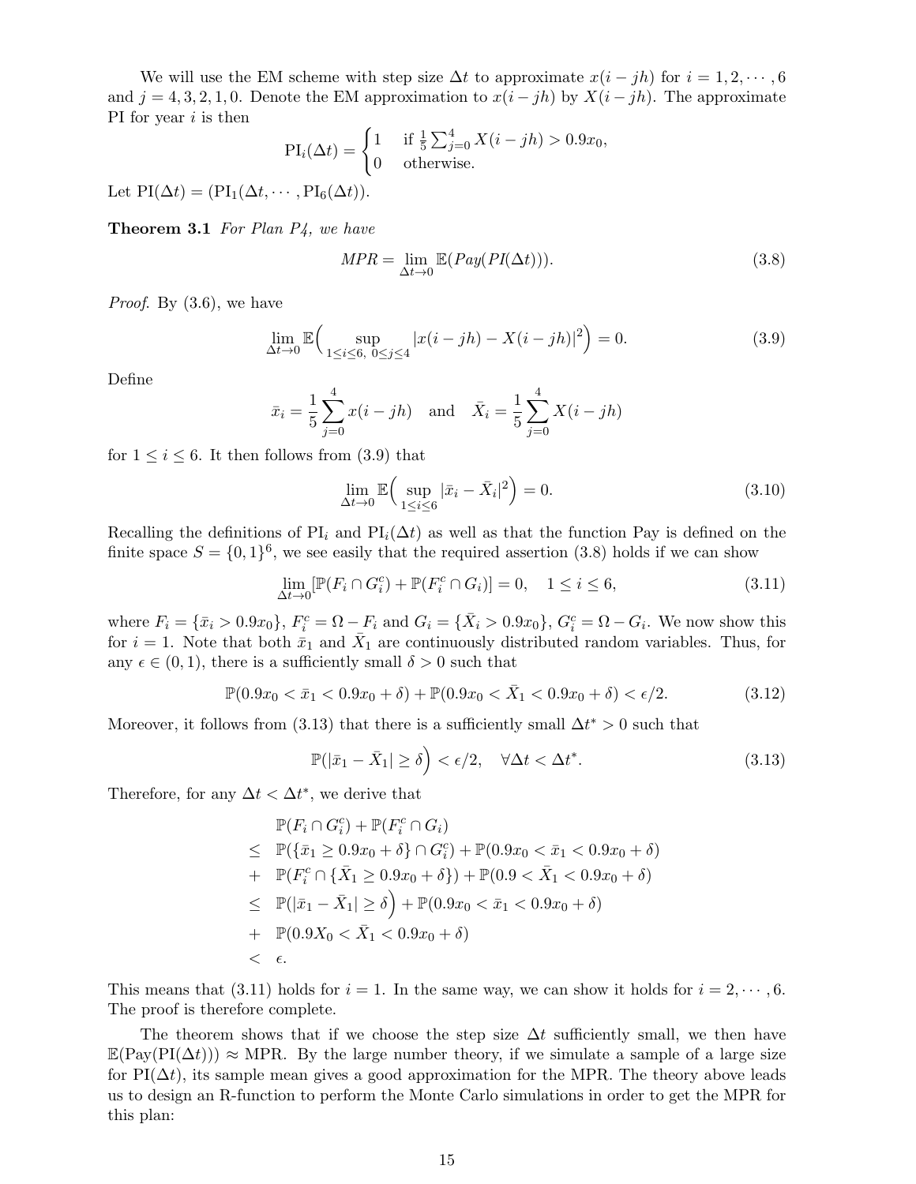We will use the EM scheme with step size $\Delta t$ to approximate $x(i - jh)$ for $i = 1, 2, \cdots, 6$ and $j = 4, 3, 2, 1, 0$. Denote the EM approximation to $x(i - jh)$ by $X(i - jh)$. The approximate PI for year $i$ is then

$$
\mathrm{PI}_i(\Delta t) = \begin{cases} 1 & \text{if } \frac{1}{5}\sum_{j=0}^{4} X(i - jh) > 0.9x_0, \\ 0 & \text{otherwise.} \end{cases}
$$

Let $\mathrm{PI}(\Delta t) = (\mathrm{PI}_1(\Delta t, \cdots, \mathrm{PI}_6(\Delta t))$.

**Theorem 3.1** *For Plan P4, we have*

$$
MPR = \lim_{\Delta t \to 0} \mathbb{E}(Pay(PI(\Delta t))). \tag{3.8}
$$

*Proof.* By (3.6), we have

$$
\lim_{\Delta t \to 0} \mathbb{E}\Big( \sup_{1 \le i \le 6,\ 0 \le j \le 4} |x(i - jh) - X(i - jh)|^2 \Big) = 0. \tag{3.9}
$$

Define

$$
\bar{x}_i = \frac{1}{5}\sum_{j=0}^{4} x(i - jh) \quad \text{and} \quad \bar{X}_i = \frac{1}{5}\sum_{j=0}^{4} X(i - jh)
$$

for $1 \le i \le 6$. It then follows from (3.9) that

$$
\lim_{\Delta t \to 0} \mathbb{E}\Big( \sup_{1 \le i \le 6} |\bar{x}_i - \bar{X}_i|^2 \Big) = 0. \tag{3.10}
$$

Recalling the definitions of $\mathrm{PI}_i$ and $\mathrm{PI}_i(\Delta t)$ as well as that the function Pay is defined on the finite space $S = \{0, 1\}^6$, we see easily that the required assertion (3.8) holds if we can show

$$
\lim_{\Delta t \to 0} [\mathbb{P}(F_i \cap G_i^c) + \mathbb{P}(F_i^c \cap G_i)] = 0, \quad 1 \le i \le 6, \tag{3.11}
$$

where $F_i = \{\bar{x}_i > 0.9x_0\}$, $F_i^c = \Omega - F_i$ and $G_i = \{\bar{X}_i > 0.9x_0\}$, $G_i^c = \Omega - G_i$. We now show this for $i = 1$. Note that both $\bar{x}_1$ and $\bar{X}_1$ are continuously distributed random variables. Thus, for any $\epsilon \in (0, 1)$, there is a sufficiently small $\delta > 0$ such that

$$
\mathbb{P}(0.9x_0 < \bar{x}_1 < 0.9x_0 + \delta) + \mathbb{P}(0.9x_0 < \bar{X}_1 < 0.9x_0 + \delta) < \epsilon/2. \tag{3.12}
$$

Moreover, it follows from (3.13) that there is a sufficiently small $\Delta t^* > 0$ such that

$$
\mathbb{P}(|\bar{x}_1 - \bar{X}_1| \ge \delta\Big) < \epsilon/2, \quad \forall \Delta t < \Delta t^*. \tag{3.13}
$$

Therefore, for any $\Delta t < \Delta t^*$, we derive that

$$
\begin{aligned}
& \mathbb{P}(F_i \cap G_i^c) + \mathbb{P}(F_i^c \cap G_i) \\
\le \;& \mathbb{P}(\{\bar{x}_1 \ge 0.9x_0 + \delta\} \cap G_i^c) + \mathbb{P}(0.9x_0 < \bar{x}_1 < 0.9x_0 + \delta) \\
+ \;& \mathbb{P}(F_i^c \cap \{\bar{X}_1 \ge 0.9x_0 + \delta\}) + \mathbb{P}(0.9 < \bar{X}_1 < 0.9x_0 + \delta) \\
\le \;& \mathbb{P}(|\bar{x}_1 - \bar{X}_1| \ge \delta\Big) + \mathbb{P}(0.9x_0 < \bar{x}_1 < 0.9x_0 + \delta) \\
+ \;& \mathbb{P}(0.9X_0 < \bar{X}_1 < 0.9x_0 + \delta) \\
< \;& \epsilon.
\end{aligned}
$$

This means that (3.11) holds for $i = 1$. In the same way, we can show it holds for $i = 2, \cdots, 6$. The proof is therefore complete.

The theorem shows that if we choose the step size $\Delta t$ sufficiently small, we then have $\mathbb{E}(\mathrm{Pay}(\mathrm{PI}(\Delta t))) \approx \mathrm{MPR}$. By the large number theory, if we simulate a sample of a large size for $\mathrm{PI}(\Delta t)$, its sample mean gives a good approximation for the MPR. The theory above leads us to design an R-function to perform the Monte Carlo simulations in order to get the MPR for this plan: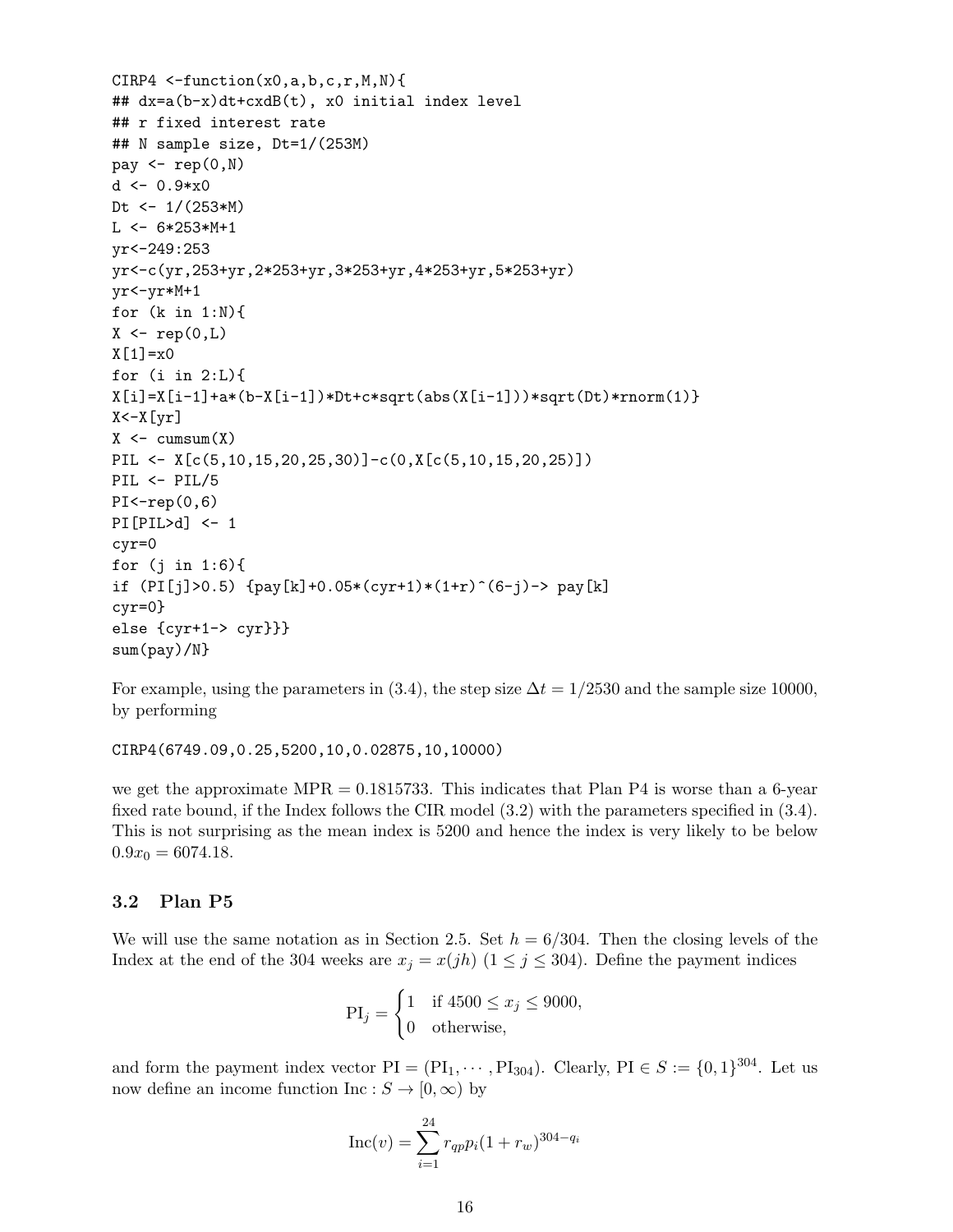```
CIRP4 <-function(x0,a,b,c,r,M,N){
## dx=a(b-x)dt+cxdB(t), x0 initial index level
## r fixed interest rate
## N sample size, Dt=1/(253M)
pay <- rep(0,N)
d <- 0.9*x0
Dt <- 1/(253*M)
L <- 6*253*M+1
yr<-249:253
yr<-c(yr,253+yr,2*253+yr,3*253+yr,4*253+yr,5*253+yr)
yr<-yr*M+1
for (k in 1:N){
X <- rep(0,L)
X[1]=x0
for (i in 2:L){
X[i]=X[i-1]+a*(b-X[i-1])*Dt+c*sqrt(abs(X[i-1]))*sqrt(Dt)*rnorm(1)}
X<-X[yr]
X <- cumsum(X)
PIL <- X[c(5,10,15,20,25,30)]-c(0,X[c(5,10,15,20,25)])
PIL <- PIL/5
PI<-rep(0,6)
PI[PIL>d] <- 1
cyr=0
for (j in 1:6){
if (PI[j]>0.5) {pay[k]+0.05*(cyr+1)*(1+r)^(6-j)-> pay[k]
cyr=0}
else {cyr+1-> cyr}}}
sum(pay)/N}
```

For example, using the parameters in (3.4), the step size $\Delta t = 1/2530$ and the sample size 10000, by performing

```
CIRP4(6749.09,0.25,5200,10,0.02875,10,10000)
```

we get the approximate MPR = 0.1815733. This indicates that Plan P4 is worse than a 6-year fixed rate bound, if the Index follows the CIR model (3.2) with the parameters specified in (3.4). This is not surprising as the mean index is 5200 and hence the index is very likely to be below $0.9x_0 = 6074.18$.

### 3.2 Plan P5

We will use the same notation as in Section 2.5. Set $h = 6/304$. Then the closing levels of the Index at the end of the 304 weeks are $x_j = x(jh)$ $(1 \le j \le 304)$. Define the payment indices

$$\mathrm{PI}_j = \begin{cases} 1 & \text{if } 4500 \le x_j \le 9000, \\ 0 & \text{otherwise,} \end{cases}$$

and form the payment index vector $\mathrm{PI} = (\mathrm{PI}_1, \cdots, \mathrm{PI}_{304})$. Clearly, $\mathrm{PI} \in S := \{0,1\}^{304}$. Let us now define an income function $\mathrm{Inc} : S \to [0, \infty)$ by

$$\mathrm{Inc}(v) = \sum_{i=1}^{24} r_{qp} p_i (1 + r_w)^{304 - q_i}$$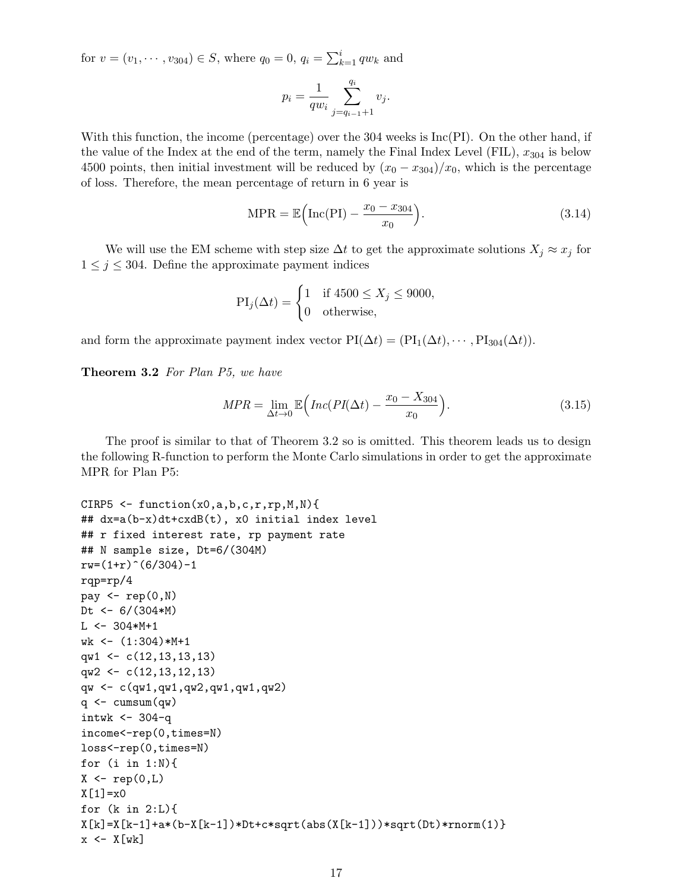for $v = (v_1, \cdots, v_{304}) \in S$, where $q_0 = 0$, $q_i = \sum_{k=1}^{i} qw_k$ and

$$p_i = \frac{1}{qw_i} \sum_{j=q_{i-1}+1}^{q_i} v_j.$$

With this function, the income (percentage) over the 304 weeks is Inc(PI). On the other hand, if the value of the Index at the end of the term, namely the Final Index Level (FIL), $x_{304}$ is below 4500 points, then initial investment will be reduced by $(x_0 - x_{304})/x_0$, which is the percentage of loss. Therefore, the mean percentage of return in 6 year is

$$\text{MPR} = \mathbb{E}\Big(\text{Inc(PI)} - \frac{x_0 - x_{304}}{x_0}\Big). \tag{3.14}$$

We will use the EM scheme with step size $\Delta t$ to get the approximate solutions $X_j \approx x_j$ for $1 \le j \le 304$. Define the approximate payment indices

$$\text{PI}_j(\Delta t) = \begin{cases} 1 & \text{if } 4500 \le X_j \le 9000, \\ 0 & \text{otherwise,} \end{cases}$$

and form the approximate payment index vector $\text{PI}(\Delta t) = (\text{PI}_1(\Delta t), \cdots, \text{PI}_{304}(\Delta t))$.

**Theorem 3.2** *For Plan P5, we have*

$$MPR = \lim_{\Delta t \to 0} \mathbb{E}\Big(Inc(PI(\Delta t) - \frac{x_0 - X_{304}}{x_0}\Big). \tag{3.15}$$

The proof is similar to that of Theorem 3.2 so is omitted. This theorem leads us to design the following R-function to perform the Monte Carlo simulations in order to get the approximate MPR for Plan P5:

```
CIRP5 <- function(x0,a,b,c,r,rp,M,N){
## dx=a(b-x)dt+cxdB(t), x0 initial index level
## r fixed interest rate, rp payment rate
## N sample size, Dt=6/(304M)
rw=(1+r)^(6/304)-1
rqp=rp/4
pay <- rep(0,N)
Dt <- 6/(304*M)
L <- 304*M+1
wk <- (1:304)*M+1
qw1 <- c(12,13,13,13)
qw2 <- c(12,13,12,13)
qw <- c(qw1,qw1,qw2,qw1,qw1,qw2)
q <- cumsum(qw)
intwk <- 304-q
income<-rep(0,times=N)
loss<-rep(0,times=N)
for (i in 1:N){
X <- rep(0,L)
X[1]=x0
for (k in 2:L){
X[k]=X[k-1]+a*(b-X[k-1])*Dt+c*sqrt(abs(X[k-1]))*sqrt(Dt)*rnorm(1)}
x <- X[wk]
```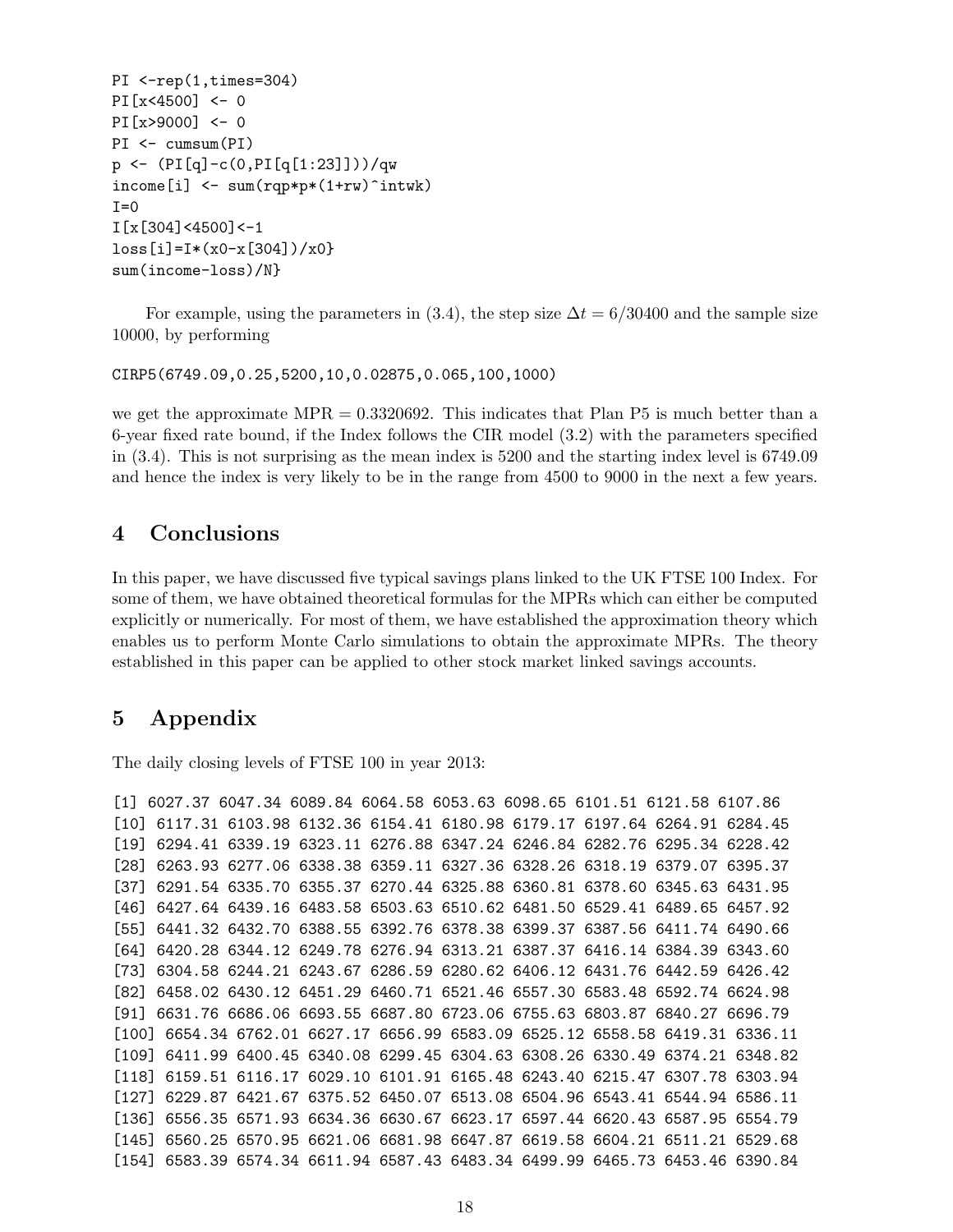```
PI <-rep(1,times=304)
PI[x<4500] <- 0
PI[x>9000] <- 0
PI <- cumsum(PI)
p <- (PI[q]-c(0,PI[q[1:23]]))/qw
income[i] <- sum(rqp*p*(1+rw)^intwk)
I=0
I[x[304]<4500]<-1
loss[i]=I*(x0-x[304])/x0}
sum(income-loss)/N}
```

For example, using the parameters in (3.4), the step size $\Delta t = 6/30400$ and the sample size 10000, by performing

```
CIRP5(6749.09,0.25,5200,10,0.02875,0.065,100,1000)
```

we get the approximate MPR = 0.3320692. This indicates that Plan P5 is much better than a 6-year fixed rate bound, if the Index follows the CIR model (3.2) with the parameters specified in (3.4). This is not surprising as the mean index is 5200 and the starting index level is 6749.09 and hence the index is very likely to be in the range from 4500 to 9000 in the next a few years.

## 4 Conclusions

In this paper, we have discussed five typical savings plans linked to the UK FTSE 100 Index. For some of them, we have obtained theoretical formulas for the MPRs which can either be computed explicitly or numerically. For most of them, we have established the approximation theory which enables us to perform Monte Carlo simulations to obtain the approximate MPRs. The theory established in this paper can be applied to other stock market linked savings accounts.

## 5 Appendix

The daily closing levels of FTSE 100 in year 2013:

```
[1] 6027.37 6047.34 6089.84 6064.58 6053.63 6098.65 6101.51 6121.58 6107.86
[10] 6117.31 6103.98 6132.36 6154.41 6180.98 6179.17 6197.64 6264.91 6284.45
[19] 6294.41 6339.19 6323.11 6276.88 6347.24 6246.84 6282.76 6295.34 6228.42
[28] 6263.93 6277.06 6338.38 6359.11 6327.36 6328.26 6318.19 6379.07 6395.37
[37] 6291.54 6335.70 6355.37 6270.44 6325.88 6360.81 6378.60 6345.63 6431.95
[46] 6427.64 6439.16 6483.58 6503.63 6510.62 6481.50 6529.41 6489.65 6457.92
[55] 6441.32 6432.70 6388.55 6392.76 6378.38 6399.37 6387.56 6411.74 6490.66
[64] 6420.28 6344.12 6249.78 6276.94 6313.21 6387.37 6416.14 6384.39 6343.60
[73] 6304.58 6244.21 6243.67 6286.59 6280.62 6406.12 6431.76 6442.59 6426.42
[82] 6458.02 6430.12 6451.29 6460.71 6521.46 6557.30 6583.48 6592.74 6624.98
[91] 6631.76 6686.06 6693.55 6687.80 6723.06 6755.63 6803.87 6840.27 6696.79
[100] 6654.34 6762.01 6627.17 6656.99 6583.09 6525.12 6558.58 6419.31 6336.11
[109] 6411.99 6400.45 6340.08 6299.45 6304.63 6308.26 6330.49 6374.21 6348.82
[118] 6159.51 6116.17 6029.10 6101.91 6165.48 6243.40 6215.47 6307.78 6303.94
[127] 6229.87 6421.67 6375.52 6450.07 6513.08 6504.96 6543.41 6544.94 6586.11
[136] 6556.35 6571.93 6634.36 6630.67 6623.17 6597.44 6620.43 6587.95 6554.79
[145] 6560.25 6570.95 6621.06 6681.98 6647.87 6619.58 6604.21 6511.21 6529.68
[154] 6583.39 6574.34 6611.94 6587.43 6483.34 6499.99 6465.73 6453.46 6390.84
```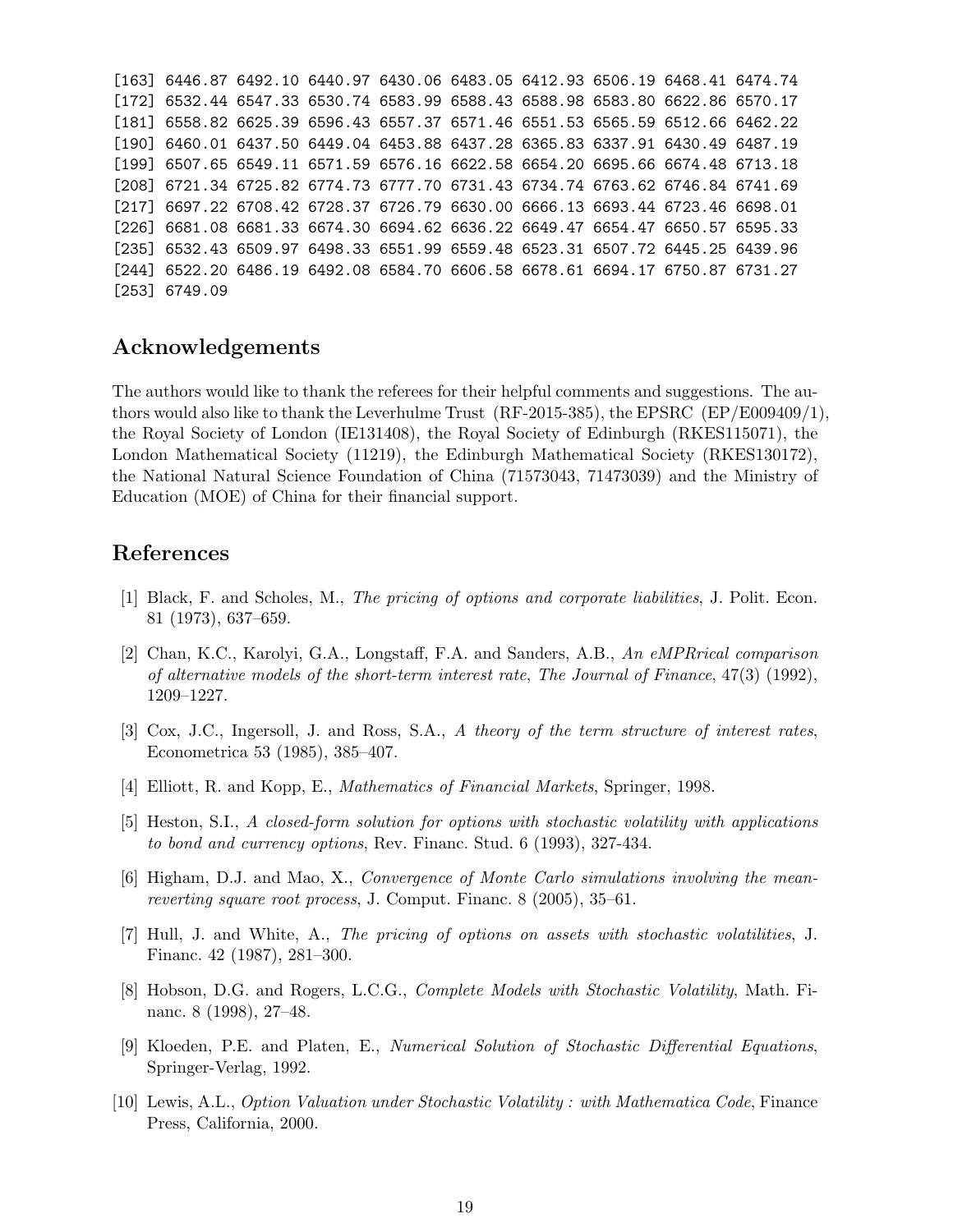```
[163] 6446.87 6492.10 6440.97 6430.06 6483.05 6412.93 6506.19 6468.41 6474.74
[172] 6532.44 6547.33 6530.74 6583.99 6588.43 6588.98 6583.80 6622.86 6570.17
[181] 6558.82 6625.39 6596.43 6557.37 6571.46 6551.53 6565.59 6512.66 6462.22
[190] 6460.01 6437.50 6449.04 6453.88 6437.28 6365.83 6337.91 6430.49 6487.19
[199] 6507.65 6549.11 6571.59 6576.16 6622.58 6654.20 6695.66 6674.48 6713.18
[208] 6721.34 6725.82 6774.73 6777.70 6731.43 6734.74 6763.62 6746.84 6741.69
[217] 6697.22 6708.42 6728.37 6726.79 6630.00 6666.13 6693.44 6723.46 6698.01
[226] 6681.08 6681.33 6674.30 6694.62 6636.22 6649.47 6654.47 6650.57 6595.33
[235] 6532.43 6509.97 6498.33 6551.99 6559.48 6523.31 6507.72 6445.25 6439.96
[244] 6522.20 6486.19 6492.08 6584.70 6606.58 6678.61 6694.17 6750.87 6731.27
[253] 6749.09
```

## Acknowledgements

The authors would like to thank the referees for their helpful comments and suggestions. The authors would also like to thank the Leverhulme Trust (RF-2015-385), the EPSRC (EP/E009409/1), the Royal Society of London (IE131408), the Royal Society of Edinburgh (RKES115071), the London Mathematical Society (11219), the Edinburgh Mathematical Society (RKES130172), the National Natural Science Foundation of China (71573043, 71473039) and the Ministry of Education (MOE) of China for their financial support.

## References

[1] Black, F. and Scholes, M., *The pricing of options and corporate liabilities*, J. Polit. Econ. 81 (1973), 637–659.

[2] Chan, K.C., Karolyi, G.A., Longstaff, F.A. and Sanders, A.B., *An eMPRrical comparison of alternative models of the short-term interest rate*, *The Journal of Finance*, 47(3) (1992), 1209–1227.

[3] Cox, J.C., Ingersoll, J. and Ross, S.A., *A theory of the term structure of interest rates*, Econometrica 53 (1985), 385–407.

[4] Elliott, R. and Kopp, E., *Mathematics of Financial Markets*, Springer, 1998.

[5] Heston, S.I., *A closed-form solution for options with stochastic volatility with applications to bond and currency options*, Rev. Financ. Stud. 6 (1993), 327-434.

[6] Higham, D.J. and Mao, X., *Convergence of Monte Carlo simulations involving the mean-reverting square root process*, J. Comput. Financ. 8 (2005), 35–61.

[7] Hull, J. and White, A., *The pricing of options on assets with stochastic volatilities*, J. Financ. 42 (1987), 281–300.

[8] Hobson, D.G. and Rogers, L.C.G., *Complete Models with Stochastic Volatility*, Math. Financ. 8 (1998), 27–48.

[9] Kloeden, P.E. and Platen, E., *Numerical Solution of Stochastic Differential Equations*, Springer-Verlag, 1992.

[10] Lewis, A.L., *Option Valuation under Stochastic Volatility : with Mathematica Code*, Finance Press, California, 2000.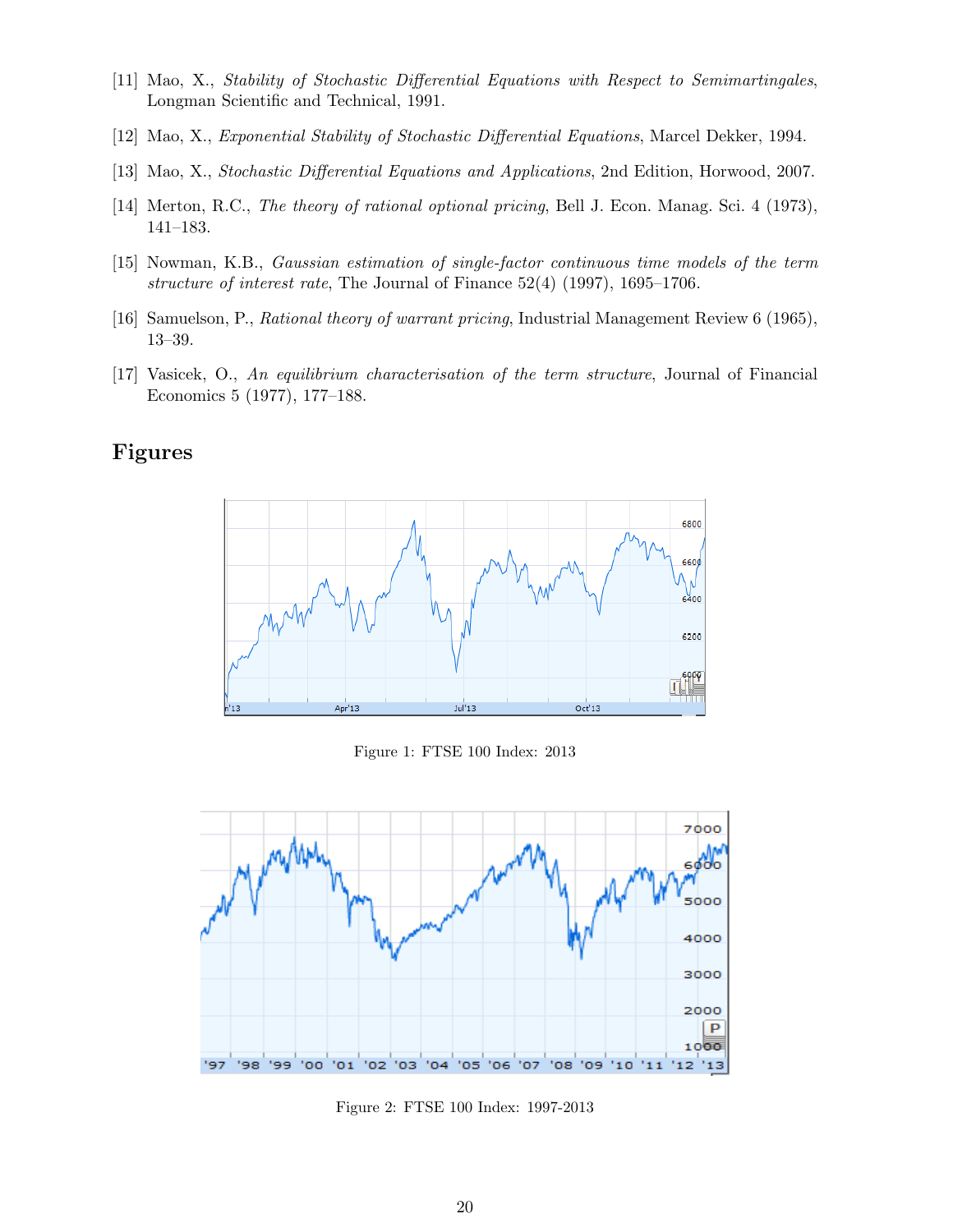[11] Mao, X., *Stability of Stochastic Differential Equations with Respect to Semimartingales*, Longman Scientific and Technical, 1991.

[12] Mao, X., *Exponential Stability of Stochastic Differential Equations*, Marcel Dekker, 1994.

[13] Mao, X., *Stochastic Differential Equations and Applications*, 2nd Edition, Horwood, 2007.

[14] Merton, R.C., *The theory of rational optional pricing*, Bell J. Econ. Manag. Sci. 4 (1973), 141–183.

[15] Nowman, K.B., *Gaussian estimation of single-factor continuous time models of the term structure of interest rate*, The Journal of Finance 52(4) (1997), 1695–1706.

[16] Samuelson, P., *Rational theory of warrant pricing*, Industrial Management Review 6 (1965), 13–39.

[17] Vasicek, O., *An equilibrium characterisation of the term structure*, Journal of Financial Economics 5 (1977), 177–188.

## Figures

Figure 1: FTSE 100 Index: 2013

Figure 2: FTSE 100 Index: 1997-2013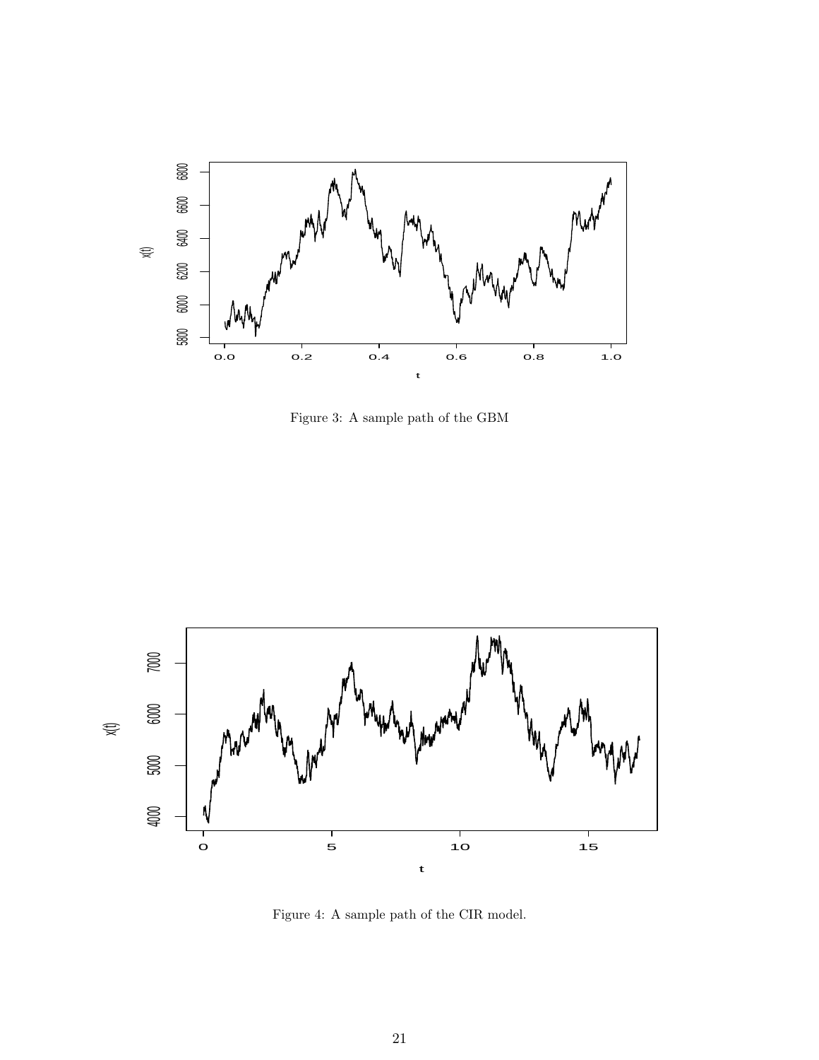5800
6000
6200
6400
6600
6800

x(t)

0.0
0.2
0.4
0.6
0.8
1.0

t

Figure 3: A sample path of the GBM

4000
5000
6000
7000

x(t)

0
5
10
15

t

Figure 4: A sample path of the CIR model.